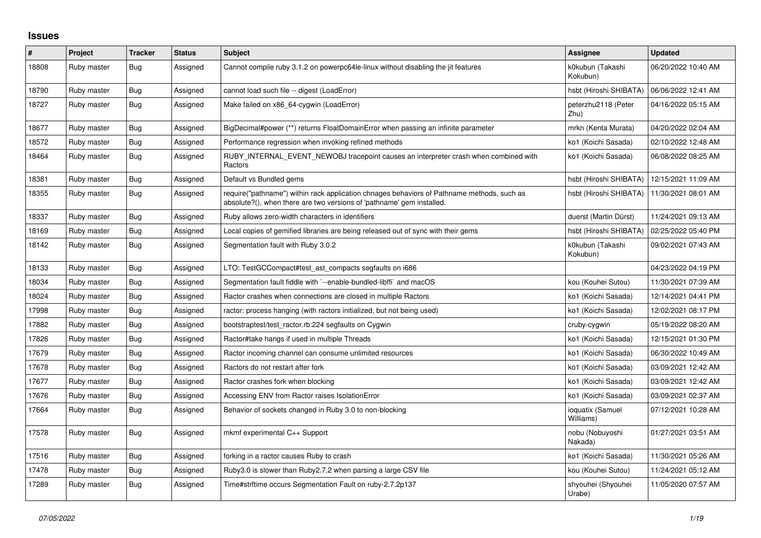# Issues

| # | Project | Tracker | Status | Subject | Assignee | Updated |
|---|---|---|---|---|---|---|
| 18808 | Ruby master | Bug | Assigned | Cannot compile ruby 3.1.2 on powerpc64le-linux without disabling the jit features | k0kubun (Takashi Kokubun) | 06/20/2022 10:40 AM |
| 18790 | Ruby master | Bug | Assigned | cannot load such file -- digest (LoadError) | hsbt (Hiroshi SHIBATA) | 06/06/2022 12:41 AM |
| 18727 | Ruby master | Bug | Assigned | Make failed on x86_64-cygwin (LoadError) | peterzhu2118 (Peter Zhu) | 04/16/2022 05:15 AM |
| 18677 | Ruby master | Bug | Assigned | BigDecimal#power (**) returns FloatDomainError when passing an infinite parameter | mrkn (Kenta Murata) | 04/20/2022 02:04 AM |
| 18572 | Ruby master | Bug | Assigned | Performance regression when invoking refined methods | ko1 (Koichi Sasada) | 02/10/2022 12:48 AM |
| 18464 | Ruby master | Bug | Assigned | RUBY_INTERNAL_EVENT_NEWOBJ tracepoint causes an interpreter crash when combined with Ractors | ko1 (Koichi Sasada) | 06/08/2022 08:25 AM |
| 18381 | Ruby master | Bug | Assigned | Default vs Bundled gems | hsbt (Hiroshi SHIBATA) | 12/15/2021 11:09 AM |
| 18355 | Ruby master | Bug | Assigned | require("pathname") within rack application chnages behaviors of Pathname methods, such as absolute?(), when there are two versions of 'pathname' gem installed. | hsbt (Hiroshi SHIBATA) | 11/30/2021 08:01 AM |
| 18337 | Ruby master | Bug | Assigned | Ruby allows zero-width characters in identifiers | duerst (Martin Dürst) | 11/24/2021 09:13 AM |
| 18169 | Ruby master | Bug | Assigned | Local copies of gemified libraries are being released out of sync with their gems | hsbt (Hiroshi SHIBATA) | 02/25/2022 05:40 PM |
| 18142 | Ruby master | Bug | Assigned | Segmentation fault with Ruby 3.0.2 | k0kubun (Takashi Kokubun) | 09/02/2021 07:43 AM |
| 18133 | Ruby master | Bug | Assigned | LTO: TestGCCompact#test_ast_compacts segfaults on i686 | | 04/23/2022 04:19 PM |
| 18034 | Ruby master | Bug | Assigned | Segmentation fault fiddle with `--enable-bundled-libffi` and macOS | kou (Kouhei Sutou) | 11/30/2021 07:39 AM |
| 18024 | Ruby master | Bug | Assigned | Ractor crashes when connections are closed in multiple Ractors | ko1 (Koichi Sasada) | 12/14/2021 04:41 PM |
| 17998 | Ruby master | Bug | Assigned | ractor: process hanging (with ractors initialized, but not being used) | ko1 (Koichi Sasada) | 12/02/2021 08:17 PM |
| 17882 | Ruby master | Bug | Assigned | bootstraptest/test_ractor.rb:224 segfaults on Cygwin | cruby-cygwin | 05/19/2022 08:20 AM |
| 17826 | Ruby master | Bug | Assigned | Ractor#take hangs if used in multiple Threads | ko1 (Koichi Sasada) | 12/15/2021 01:30 PM |
| 17679 | Ruby master | Bug | Assigned | Ractor incoming channel can consume unlimited resources | ko1 (Koichi Sasada) | 06/30/2022 10:49 AM |
| 17678 | Ruby master | Bug | Assigned | Ractors do not restart after fork | ko1 (Koichi Sasada) | 03/09/2021 12:42 AM |
| 17677 | Ruby master | Bug | Assigned | Ractor crashes fork when blocking | ko1 (Koichi Sasada) | 03/09/2021 12:42 AM |
| 17676 | Ruby master | Bug | Assigned | Accessing ENV from Ractor raises IsolationError | ko1 (Koichi Sasada) | 03/09/2021 02:37 AM |
| 17664 | Ruby master | Bug | Assigned | Behavior of sockets changed in Ruby 3.0 to non-blocking | ioquatix (Samuel Williams) | 07/12/2021 10:28 AM |
| 17578 | Ruby master | Bug | Assigned | mkmf experimental C++ Support | nobu (Nobuyoshi Nakada) | 01/27/2021 03:51 AM |
| 17516 | Ruby master | Bug | Assigned | forking in a ractor causes Ruby to crash | ko1 (Koichi Sasada) | 11/30/2021 05:26 AM |
| 17478 | Ruby master | Bug | Assigned | Ruby3.0 is slower than Ruby2.7.2 when parsing a large CSV file | kou (Kouhei Sutou) | 11/24/2021 05:12 AM |
| 17289 | Ruby master | Bug | Assigned | Time#strftime occurs Segmentation Fault on ruby-2.7.2p137 | shyouhei (Shyouhei Urabe) | 11/05/2020 07:57 AM |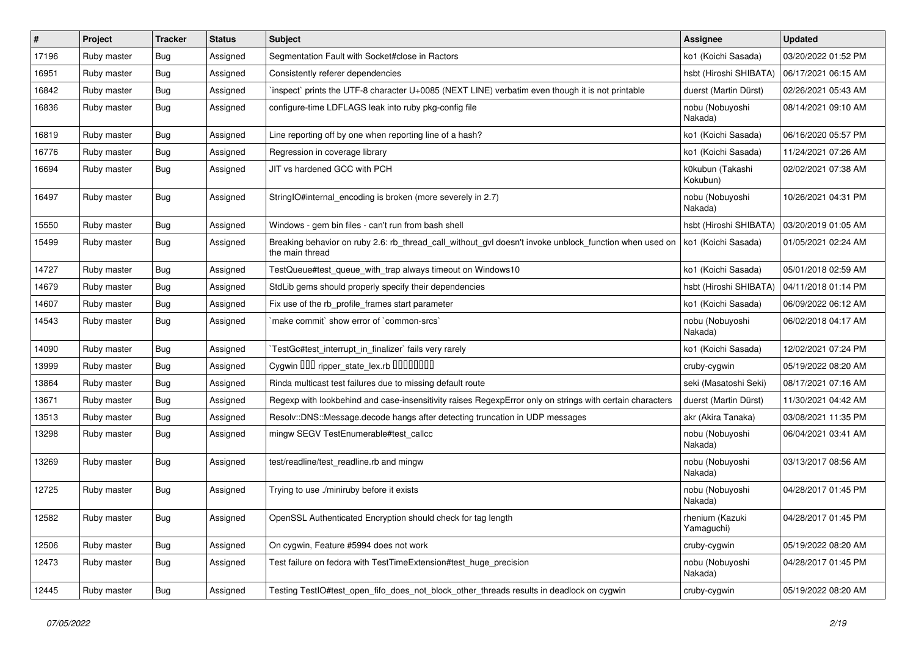| # | Project | Tracker | Status | Subject | Assignee | Updated |
|---|---|---|---|---|---|---|
| 17196 | Ruby master | Bug | Assigned | Segmentation Fault with Socket#close in Ractors | ko1 (Koichi Sasada) | 03/20/2022 01:52 PM |
| 16951 | Ruby master | Bug | Assigned | Consistently referer dependencies | hsbt (Hiroshi SHIBATA) | 06/17/2021 06:15 AM |
| 16842 | Ruby master | Bug | Assigned | `inspect` prints the UTF-8 character U+0085 (NEXT LINE) verbatim even though it is not printable | duerst (Martin Dürst) | 02/26/2021 05:43 AM |
| 16836 | Ruby master | Bug | Assigned | configure-time LDFLAGS leak into ruby pkg-config file | nobu (Nobuyoshi Nakada) | 08/14/2021 09:10 AM |
| 16819 | Ruby master | Bug | Assigned | Line reporting off by one when reporting line of a hash? | ko1 (Koichi Sasada) | 06/16/2020 05:57 PM |
| 16776 | Ruby master | Bug | Assigned | Regression in coverage library | ko1 (Koichi Sasada) | 11/24/2021 07:26 AM |
| 16694 | Ruby master | Bug | Assigned | JIT vs hardened GCC with PCH | k0kubun (Takashi Kokubun) | 02/02/2021 07:38 AM |
| 16497 | Ruby master | Bug | Assigned | StringIO#internal_encoding is broken (more severely in 2.7) | nobu (Nobuyoshi Nakada) | 10/26/2021 04:31 PM |
| 15550 | Ruby master | Bug | Assigned | Windows - gem bin files - can't run from bash shell | hsbt (Hiroshi SHIBATA) | 03/20/2019 01:05 AM |
| 15499 | Ruby master | Bug | Assigned | Breaking behavior on ruby 2.6: rb_thread_call_without_gvl doesn't invoke unblock_function when used on the main thread | ko1 (Koichi Sasada) | 01/05/2021 02:24 AM |
| 14727 | Ruby master | Bug | Assigned | TestQueue#test_queue_with_trap always timeout on Windows10 | ko1 (Koichi Sasada) | 05/01/2018 02:59 AM |
| 14679 | Ruby master | Bug | Assigned | StdLib gems should properly specify their dependencies | hsbt (Hiroshi SHIBATA) | 04/11/2018 01:14 PM |
| 14607 | Ruby master | Bug | Assigned | Fix use of the rb_profile_frames start parameter | ko1 (Koichi Sasada) | 06/09/2022 06:12 AM |
| 14543 | Ruby master | Bug | Assigned | `make commit` show error of `common-srcs` | nobu (Nobuyoshi Nakada) | 06/02/2018 04:17 AM |
| 14090 | Ruby master | Bug | Assigned | `TestGc#test_interrupt_in_finalizer` fails very rarely | ko1 (Koichi Sasada) | 12/02/2021 07:24 PM |
| 13999 | Ruby master | Bug | Assigned | Cygwin ��� ripper_state_lex.rb ��������� | cruby-cygwin | 05/19/2022 08:20 AM |
| 13864 | Ruby master | Bug | Assigned | Rinda multicast test failures due to missing default route | seki (Masatoshi Seki) | 08/17/2021 07:16 AM |
| 13671 | Ruby master | Bug | Assigned | Regexp with lookbehind and case-insensitivity raises RegexpError only on strings with certain characters | duerst (Martin Dürst) | 11/30/2021 04:42 AM |
| 13513 | Ruby master | Bug | Assigned | Resolv::DNS::Message.decode hangs after detecting truncation in UDP messages | akr (Akira Tanaka) | 03/08/2021 11:35 PM |
| 13298 | Ruby master | Bug | Assigned | mingw SEGV TestEnumerable#test_callcc | nobu (Nobuyoshi Nakada) | 06/04/2021 03:41 AM |
| 13269 | Ruby master | Bug | Assigned | test/readline/test_readline.rb and mingw | nobu (Nobuyoshi Nakada) | 03/13/2017 08:56 AM |
| 12725 | Ruby master | Bug | Assigned | Trying to use ./miniruby before it exists | nobu (Nobuyoshi Nakada) | 04/28/2017 01:45 PM |
| 12582 | Ruby master | Bug | Assigned | OpenSSL Authenticated Encryption should check for tag length | rhenium (Kazuki Yamaguchi) | 04/28/2017 01:45 PM |
| 12506 | Ruby master | Bug | Assigned | On cygwin, Feature #5994 does not work | cruby-cygwin | 05/19/2022 08:20 AM |
| 12473 | Ruby master | Bug | Assigned | Test failure on fedora with TestTimeExtension#test_huge_precision | nobu (Nobuyoshi Nakada) | 04/28/2017 01:45 PM |
| 12445 | Ruby master | Bug | Assigned | Testing TestIO#test_open_fifo_does_not_block_other_threads results in deadlock on cygwin | cruby-cygwin | 05/19/2022 08:20 AM |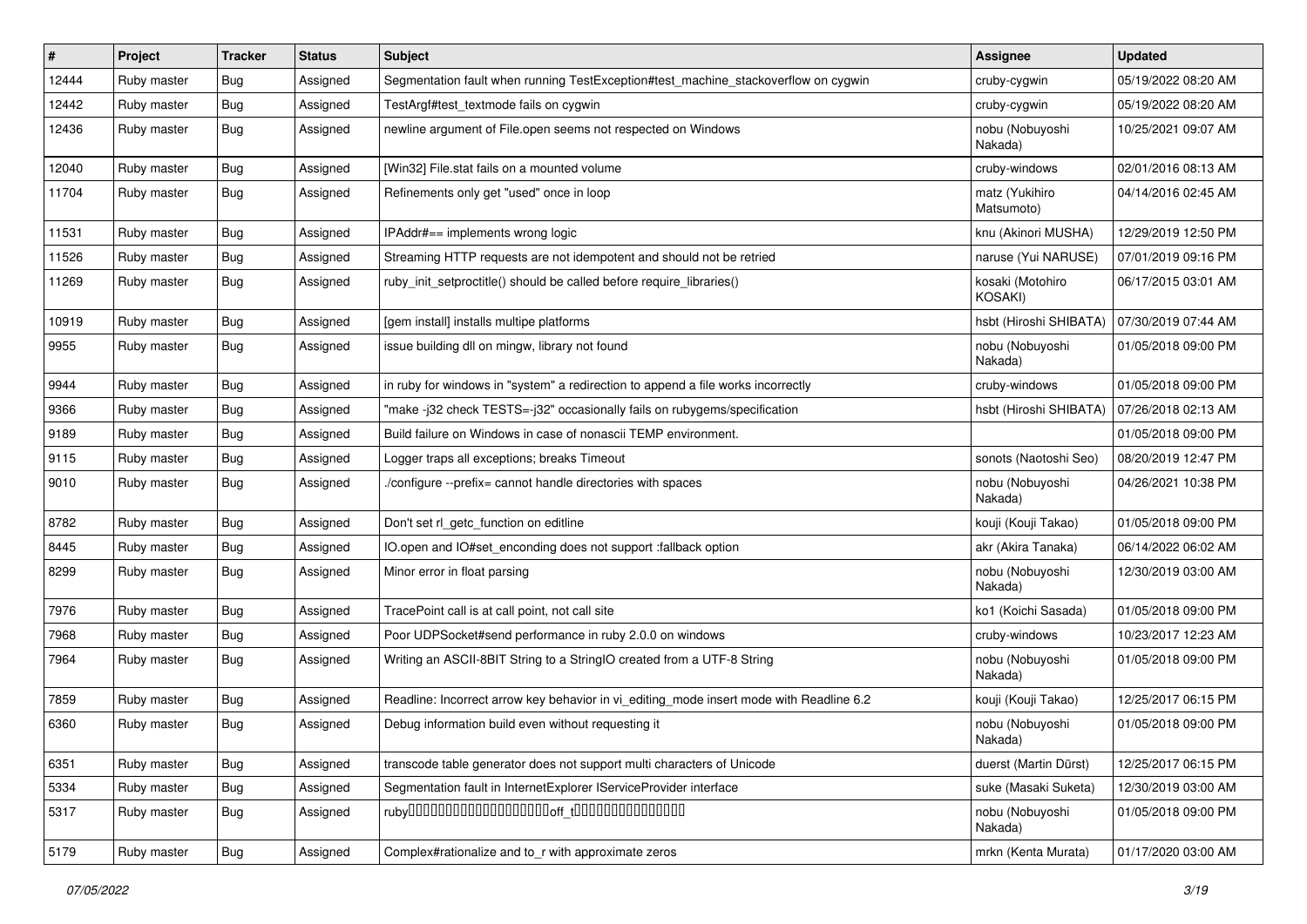| # | Project | Tracker | Status | Subject | Assignee | Updated |
| --- | --- | --- | --- | --- | --- | --- |
| 12444 | Ruby master | Bug | Assigned | Segmentation fault when running TestException#test_machine_stackoverflow on cygwin | cruby-cygwin | 05/19/2022 08:20 AM |
| 12442 | Ruby master | Bug | Assigned | TestArgf#test_textmode fails on cygwin | cruby-cygwin | 05/19/2022 08:20 AM |
| 12436 | Ruby master | Bug | Assigned | newline argument of File.open seems not respected on Windows | nobu (Nobuyoshi Nakada) | 10/25/2021 09:07 AM |
| 12040 | Ruby master | Bug | Assigned | [Win32] File.stat fails on a mounted volume | cruby-windows | 02/01/2016 08:13 AM |
| 11704 | Ruby master | Bug | Assigned | Refinements only get "used" once in loop | matz (Yukihiro Matsumoto) | 04/14/2016 02:45 AM |
| 11531 | Ruby master | Bug | Assigned | IPAddr#== implements wrong logic | knu (Akinori MUSHA) | 12/29/2019 12:50 PM |
| 11526 | Ruby master | Bug | Assigned | Streaming HTTP requests are not idempotent and should not be retried | naruse (Yui NARUSE) | 07/01/2019 09:16 PM |
| 11269 | Ruby master | Bug | Assigned | ruby_init_setproctitle() should be called before require_libraries() | kosaki (Motohiro KOSAKI) | 06/17/2015 03:01 AM |
| 10919 | Ruby master | Bug | Assigned | [gem install] installs multipe platforms | hsbt (Hiroshi SHIBATA) | 07/30/2019 07:44 AM |
| 9955 | Ruby master | Bug | Assigned | issue building dll on mingw, library not found | nobu (Nobuyoshi Nakada) | 01/05/2018 09:00 PM |
| 9944 | Ruby master | Bug | Assigned | in ruby for windows in "system" a redirection to append a file works incorrectly | cruby-windows | 01/05/2018 09:00 PM |
| 9366 | Ruby master | Bug | Assigned | "make -j32 check TESTS=-j32" occasionally fails on rubygems/specification | hsbt (Hiroshi SHIBATA) | 07/26/2018 02:13 AM |
| 9189 | Ruby master | Bug | Assigned | Build failure on Windows in case of nonascii TEMP environment. | | 01/05/2018 09:00 PM |
| 9115 | Ruby master | Bug | Assigned | Logger traps all exceptions; breaks Timeout | sonots (Naotoshi Seo) | 08/20/2019 12:47 PM |
| 9010 | Ruby master | Bug | Assigned | ./configure --prefix= cannot handle directories with spaces | nobu (Nobuyoshi Nakada) | 04/26/2021 10:38 PM |
| 8782 | Ruby master | Bug | Assigned | Don't set rl_getc_function on editline | kouji (Kouji Takao) | 01/05/2018 09:00 PM |
| 8445 | Ruby master | Bug | Assigned | IO.open and IO#set_enconding does not support :fallback option | akr (Akira Tanaka) | 06/14/2022 06:02 AM |
| 8299 | Ruby master | Bug | Assigned | Minor error in float parsing | nobu (Nobuyoshi Nakada) | 12/30/2019 03:00 AM |
| 7976 | Ruby master | Bug | Assigned | TracePoint call is at call point, not call site | ko1 (Koichi Sasada) | 01/05/2018 09:00 PM |
| 7968 | Ruby master | Bug | Assigned | Poor UDPSocket#send performance in ruby 2.0.0 on windows | cruby-windows | 10/23/2017 12:23 AM |
| 7964 | Ruby master | Bug | Assigned | Writing an ASCII-8BIT String to a StringIO created from a UTF-8 String | nobu (Nobuyoshi Nakada) | 01/05/2018 09:00 PM |
| 7859 | Ruby master | Bug | Assigned | Readline: Incorrect arrow key behavior in vi_editing_mode insert mode with Readline 6.2 | kouji (Kouji Takao) | 12/25/2017 06:15 PM |
| 6360 | Ruby master | Bug | Assigned | Debug information build even without requesting it | nobu (Nobuyoshi Nakada) | 01/05/2018 09:00 PM |
| 6351 | Ruby master | Bug | Assigned | transcode table generator does not support multi characters of Unicode | duerst (Martin Dürst) | 12/25/2017 06:15 PM |
| 5334 | Ruby master | Bug | Assigned | Segmentation fault in InternetExplorer IServiceProvider interface | suke (Masaki Suketa) | 12/30/2019 03:00 AM |
| 5317 | Ruby master | Bug | Assigned | ruby□□□□□□□□□□□□□□□□□□□□off_t□□□□□□□□□□□□□□□□ | nobu (Nobuyoshi Nakada) | 01/05/2018 09:00 PM |
| 5179 | Ruby master | Bug | Assigned | Complex#rationalize and to_r with approximate zeros | mrkn (Kenta Murata) | 01/17/2020 03:00 AM |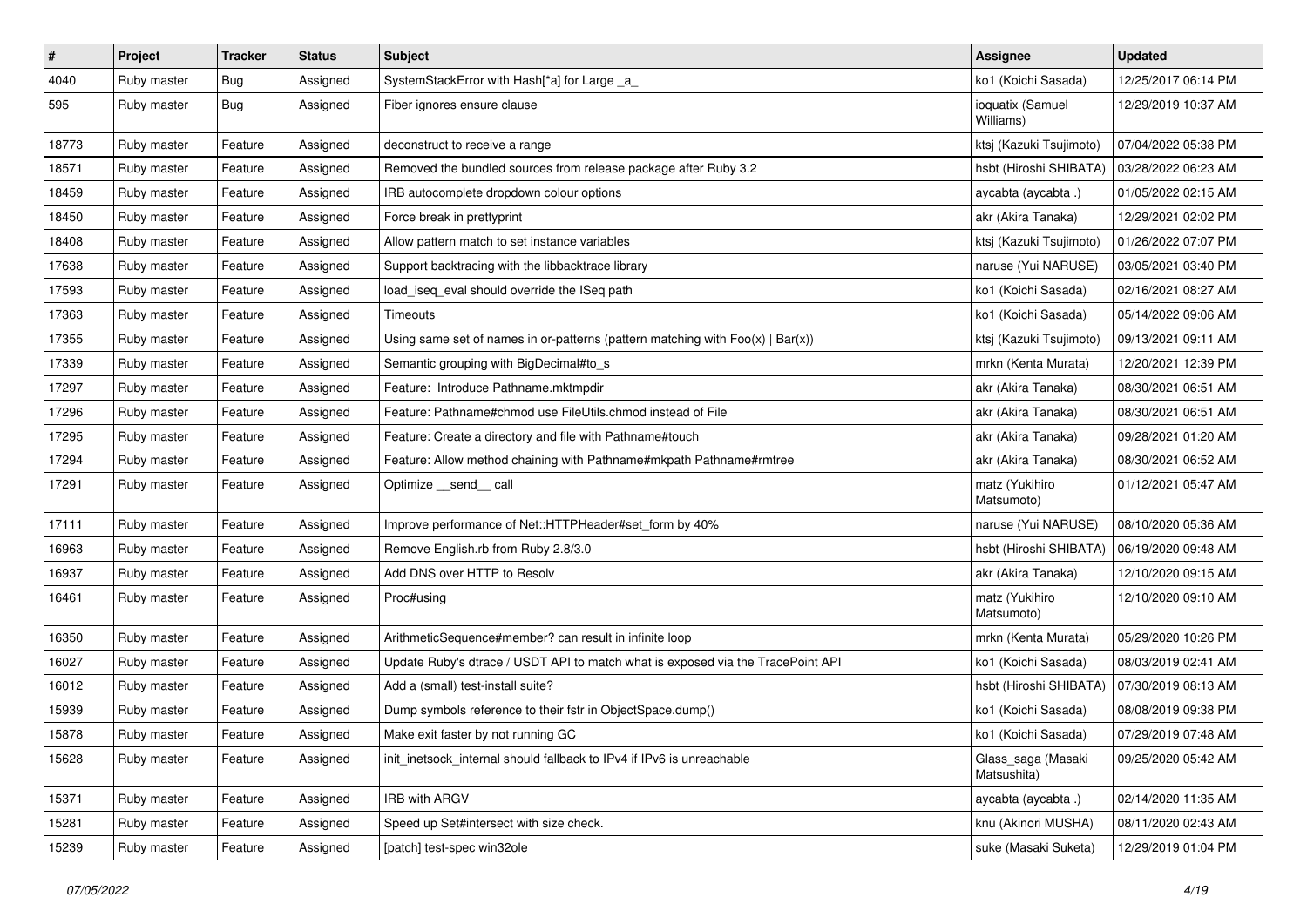| # | Project | Tracker | Status | Subject | Assignee | Updated |
|---|---|---|---|---|---|---|
| 4040 | Ruby master | Bug | Assigned | SystemStackError with Hash[*a] for Large _a_ | ko1 (Koichi Sasada) | 12/25/2017 06:14 PM |
| 595 | Ruby master | Bug | Assigned | Fiber ignores ensure clause | ioquatix (Samuel Williams) | 12/29/2019 10:37 AM |
| 18773 | Ruby master | Feature | Assigned | deconstruct to receive a range | ktsj (Kazuki Tsujimoto) | 07/04/2022 05:38 PM |
| 18571 | Ruby master | Feature | Assigned | Removed the bundled sources from release package after Ruby 3.2 | hsbt (Hiroshi SHIBATA) | 03/28/2022 06:23 AM |
| 18459 | Ruby master | Feature | Assigned | IRB autocomplete dropdown colour options | aycabta (aycabta .) | 01/05/2022 02:15 AM |
| 18450 | Ruby master | Feature | Assigned | Force break in prettyprint | akr (Akira Tanaka) | 12/29/2021 02:02 PM |
| 18408 | Ruby master | Feature | Assigned | Allow pattern match to set instance variables | ktsj (Kazuki Tsujimoto) | 01/26/2022 07:07 PM |
| 17638 | Ruby master | Feature | Assigned | Support backtracing with the libbacktrace library | naruse (Yui NARUSE) | 03/05/2021 03:40 PM |
| 17593 | Ruby master | Feature | Assigned | load_iseq_eval should override the ISeq path | ko1 (Koichi Sasada) | 02/16/2021 08:27 AM |
| 17363 | Ruby master | Feature | Assigned | Timeouts | ko1 (Koichi Sasada) | 05/14/2022 09:06 AM |
| 17355 | Ruby master | Feature | Assigned | Using same set of names in or-patterns (pattern matching with Foo(x) \| Bar(x)) | ktsj (Kazuki Tsujimoto) | 09/13/2021 09:11 AM |
| 17339 | Ruby master | Feature | Assigned | Semantic grouping with BigDecimal#to_s | mrkn (Kenta Murata) | 12/20/2021 12:39 PM |
| 17297 | Ruby master | Feature | Assigned | Feature: Introduce Pathname.mktmpdir | akr (Akira Tanaka) | 08/30/2021 06:51 AM |
| 17296 | Ruby master | Feature | Assigned | Feature: Pathname#chmod use FileUtils.chmod instead of File | akr (Akira Tanaka) | 08/30/2021 06:51 AM |
| 17295 | Ruby master | Feature | Assigned | Feature: Create a directory and file with Pathname#touch | akr (Akira Tanaka) | 09/28/2021 01:20 AM |
| 17294 | Ruby master | Feature | Assigned | Feature: Allow method chaining with Pathname#mkpath Pathname#rmtree | akr (Akira Tanaka) | 08/30/2021 06:52 AM |
| 17291 | Ruby master | Feature | Assigned | Optimize __send__ call | matz (Yukihiro Matsumoto) | 01/12/2021 05:47 AM |
| 17111 | Ruby master | Feature | Assigned | Improve performance of Net::HTTPHeader#set_form by 40% | naruse (Yui NARUSE) | 08/10/2020 05:36 AM |
| 16963 | Ruby master | Feature | Assigned | Remove English.rb from Ruby 2.8/3.0 | hsbt (Hiroshi SHIBATA) | 06/19/2020 09:48 AM |
| 16937 | Ruby master | Feature | Assigned | Add DNS over HTTP to Resolv | akr (Akira Tanaka) | 12/10/2020 09:15 AM |
| 16461 | Ruby master | Feature | Assigned | Proc#using | matz (Yukihiro Matsumoto) | 12/10/2020 09:10 AM |
| 16350 | Ruby master | Feature | Assigned | ArithmeticSequence#member? can result in infinite loop | mrkn (Kenta Murata) | 05/29/2020 10:26 PM |
| 16027 | Ruby master | Feature | Assigned | Update Ruby's dtrace / USDT API to match what is exposed via the TracePoint API | ko1 (Koichi Sasada) | 08/03/2019 02:41 AM |
| 16012 | Ruby master | Feature | Assigned | Add a (small) test-install suite? | hsbt (Hiroshi SHIBATA) | 07/30/2019 08:13 AM |
| 15939 | Ruby master | Feature | Assigned | Dump symbols reference to their fstr in ObjectSpace.dump() | ko1 (Koichi Sasada) | 08/08/2019 09:38 PM |
| 15878 | Ruby master | Feature | Assigned | Make exit faster by not running GC | ko1 (Koichi Sasada) | 07/29/2019 07:48 AM |
| 15628 | Ruby master | Feature | Assigned | init_inetsock_internal should fallback to IPv4 if IPv6 is unreachable | Glass_saga (Masaki Matsushita) | 09/25/2020 05:42 AM |
| 15371 | Ruby master | Feature | Assigned | IRB with ARGV | aycabta (aycabta .) | 02/14/2020 11:35 AM |
| 15281 | Ruby master | Feature | Assigned | Speed up Set#intersect with size check. | knu (Akinori MUSHA) | 08/11/2020 02:43 AM |
| 15239 | Ruby master | Feature | Assigned | [patch] test-spec win32ole | suke (Masaki Suketa) | 12/29/2019 01:04 PM |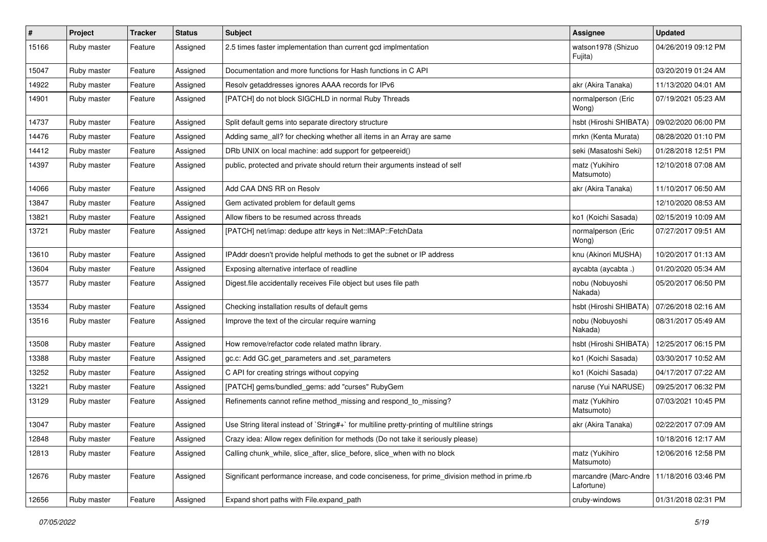| # | Project | Tracker | Status | Subject | Assignee | Updated |
|---|---|---|---|---|---|---|
| 15166 | Ruby master | Feature | Assigned | 2.5 times faster implementation than current gcd implmentation | watson1978 (Shizuo Fujita) | 04/26/2019 09:12 PM |
| 15047 | Ruby master | Feature | Assigned | Documentation and more functions for Hash functions in C API | | 03/20/2019 01:24 AM |
| 14922 | Ruby master | Feature | Assigned | Resolv getaddresses ignores AAAA records for IPv6 | akr (Akira Tanaka) | 11/13/2020 04:01 AM |
| 14901 | Ruby master | Feature | Assigned | [PATCH] do not block SIGCHLD in normal Ruby Threads | normalperson (Eric Wong) | 07/19/2021 05:23 AM |
| 14737 | Ruby master | Feature | Assigned | Split default gems into separate directory structure | hsbt (Hiroshi SHIBATA) | 09/02/2020 06:00 PM |
| 14476 | Ruby master | Feature | Assigned | Adding same_all? for checking whether all items in an Array are same | mrkn (Kenta Murata) | 08/28/2020 01:10 PM |
| 14412 | Ruby master | Feature | Assigned | DRb UNIX on local machine: add support for getpeereid() | seki (Masatoshi Seki) | 01/28/2018 12:51 PM |
| 14397 | Ruby master | Feature | Assigned | public, protected and private should return their arguments instead of self | matz (Yukihiro Matsumoto) | 12/10/2018 07:08 AM |
| 14066 | Ruby master | Feature | Assigned | Add CAA DNS RR on Resolv | akr (Akira Tanaka) | 11/10/2017 06:50 AM |
| 13847 | Ruby master | Feature | Assigned | Gem activated problem for default gems | | 12/10/2020 08:53 AM |
| 13821 | Ruby master | Feature | Assigned | Allow fibers to be resumed across threads | ko1 (Koichi Sasada) | 02/15/2019 10:09 AM |
| 13721 | Ruby master | Feature | Assigned | [PATCH] net/imap: dedupe attr keys in Net::IMAP::FetchData | normalperson (Eric Wong) | 07/27/2017 09:51 AM |
| 13610 | Ruby master | Feature | Assigned | IPAddr doesn't provide helpful methods to get the subnet or IP address | knu (Akinori MUSHA) | 10/20/2017 01:13 AM |
| 13604 | Ruby master | Feature | Assigned | Exposing alternative interface of readline | aycabta (aycabta .) | 01/20/2020 05:34 AM |
| 13577 | Ruby master | Feature | Assigned | Digest.file accidentally receives File object but uses file path | nobu (Nobuyoshi Nakada) | 05/20/2017 06:50 PM |
| 13534 | Ruby master | Feature | Assigned | Checking installation results of default gems | hsbt (Hiroshi SHIBATA) | 07/26/2018 02:16 AM |
| 13516 | Ruby master | Feature | Assigned | Improve the text of the circular require warning | nobu (Nobuyoshi Nakada) | 08/31/2017 05:49 AM |
| 13508 | Ruby master | Feature | Assigned | How remove/refactor code related mathn library. | hsbt (Hiroshi SHIBATA) | 12/25/2017 06:15 PM |
| 13388 | Ruby master | Feature | Assigned | gc.c: Add GC.get_parameters and .set_parameters | ko1 (Koichi Sasada) | 03/30/2017 10:52 AM |
| 13252 | Ruby master | Feature | Assigned | C API for creating strings without copying | ko1 (Koichi Sasada) | 04/17/2017 07:22 AM |
| 13221 | Ruby master | Feature | Assigned | [PATCH] gems/bundled_gems: add "curses" RubyGem | naruse (Yui NARUSE) | 09/25/2017 06:32 PM |
| 13129 | Ruby master | Feature | Assigned | Refinements cannot refine method_missing and respond_to_missing? | matz (Yukihiro Matsumoto) | 07/03/2021 10:45 PM |
| 13047 | Ruby master | Feature | Assigned | Use String literal instead of `String#+` for multiline pretty-printing of multiline strings | akr (Akira Tanaka) | 02/22/2017 07:09 AM |
| 12848 | Ruby master | Feature | Assigned | Crazy idea: Allow regex definition for methods (Do not take it seriously please) | | 10/18/2016 12:17 AM |
| 12813 | Ruby master | Feature | Assigned | Calling chunk_while, slice_after, slice_before, slice_when with no block | matz (Yukihiro Matsumoto) | 12/06/2016 12:58 PM |
| 12676 | Ruby master | Feature | Assigned | Significant performance increase, and code conciseness, for prime_division method in prime.rb | marcandre (Marc-Andre Lafortune) | 11/18/2016 03:46 PM |
| 12656 | Ruby master | Feature | Assigned | Expand short paths with File.expand_path | cruby-windows | 01/31/2018 02:31 PM |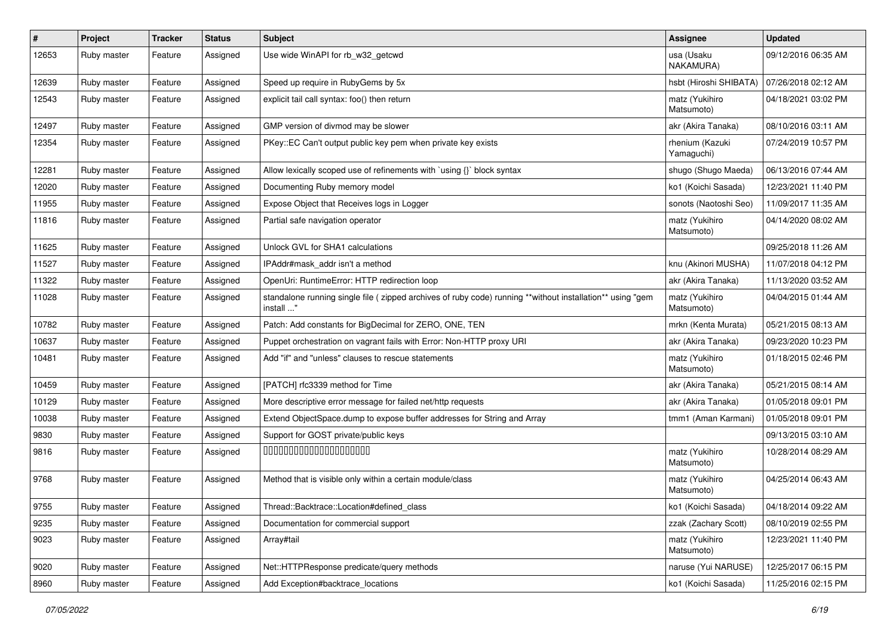| # | Project | Tracker | Status | Subject | Assignee | Updated |
|---|---|---|---|---|---|---|
| 12653 | Ruby master | Feature | Assigned | Use wide WinAPI for rb_w32_getcwd | usa (Usaku NAKAMURA) | 09/12/2016 06:35 AM |
| 12639 | Ruby master | Feature | Assigned | Speed up require in RubyGems by 5x | hsbt (Hiroshi SHIBATA) | 07/26/2018 02:12 AM |
| 12543 | Ruby master | Feature | Assigned | explicit tail call syntax: foo() then return | matz (Yukihiro Matsumoto) | 04/18/2021 03:02 PM |
| 12497 | Ruby master | Feature | Assigned | GMP version of divmod may be slower | akr (Akira Tanaka) | 08/10/2016 03:11 AM |
| 12354 | Ruby master | Feature | Assigned | PKey::EC Can't output public key pem when private key exists | rhenium (Kazuki Yamaguchi) | 07/24/2019 10:57 PM |
| 12281 | Ruby master | Feature | Assigned | Allow lexically scoped use of refinements with `using {}` block syntax | shugo (Shugo Maeda) | 06/13/2016 07:44 AM |
| 12020 | Ruby master | Feature | Assigned | Documenting Ruby memory model | ko1 (Koichi Sasada) | 12/23/2021 11:40 PM |
| 11955 | Ruby master | Feature | Assigned | Expose Object that Receives logs in Logger | sonots (Naotoshi Seo) | 11/09/2017 11:35 AM |
| 11816 | Ruby master | Feature | Assigned | Partial safe navigation operator | matz (Yukihiro Matsumoto) | 04/14/2020 08:02 AM |
| 11625 | Ruby master | Feature | Assigned | Unlock GVL for SHA1 calculations | | 09/25/2018 11:26 AM |
| 11527 | Ruby master | Feature | Assigned | IPAddr#mask_addr isn't a method | knu (Akinori MUSHA) | 11/07/2018 04:12 PM |
| 11322 | Ruby master | Feature | Assigned | OpenUri: RuntimeError: HTTP redirection loop | akr (Akira Tanaka) | 11/13/2020 03:52 AM |
| 11028 | Ruby master | Feature | Assigned | standalone running single file ( zipped archives of ruby code) running **without installation** using "gem install ..." | matz (Yukihiro Matsumoto) | 04/04/2015 01:44 AM |
| 10782 | Ruby master | Feature | Assigned | Patch: Add constants for BigDecimal for ZERO, ONE, TEN | mrkn (Kenta Murata) | 05/21/2015 08:13 AM |
| 10637 | Ruby master | Feature | Assigned | Puppet orchestration on vagrant fails with Error: Non-HTTP proxy URI | akr (Akira Tanaka) | 09/23/2020 10:23 PM |
| 10481 | Ruby master | Feature | Assigned | Add "if" and "unless" clauses to rescue statements | matz (Yukihiro Matsumoto) | 01/18/2015 02:46 PM |
| 10459 | Ruby master | Feature | Assigned | [PATCH] rfc3339 method for Time | akr (Akira Tanaka) | 05/21/2015 08:14 AM |
| 10129 | Ruby master | Feature | Assigned | More descriptive error message for failed net/http requests | akr (Akira Tanaka) | 01/05/2018 09:01 PM |
| 10038 | Ruby master | Feature | Assigned | Extend ObjectSpace.dump to expose buffer addresses for String and Array | tmm1 (Aman Karmani) | 01/05/2018 09:01 PM |
| 9830 | Ruby master | Feature | Assigned | Support for GOST private/public keys | | 09/13/2015 03:10 AM |
| 9816 | Ruby master | Feature | Assigned | 00000000000000000000000 | matz (Yukihiro Matsumoto) | 10/28/2014 08:29 AM |
| 9768 | Ruby master | Feature | Assigned | Method that is visible only within a certain module/class | matz (Yukihiro Matsumoto) | 04/25/2014 06:43 AM |
| 9755 | Ruby master | Feature | Assigned | Thread::Backtrace::Location#defined_class | ko1 (Koichi Sasada) | 04/18/2014 09:22 AM |
| 9235 | Ruby master | Feature | Assigned | Documentation for commercial support | zzak (Zachary Scott) | 08/10/2019 02:55 PM |
| 9023 | Ruby master | Feature | Assigned | Array#tail | matz (Yukihiro Matsumoto) | 12/23/2021 11:40 PM |
| 9020 | Ruby master | Feature | Assigned | Net::HTTPResponse predicate/query methods | naruse (Yui NARUSE) | 12/25/2017 06:15 PM |
| 8960 | Ruby master | Feature | Assigned | Add Exception#backtrace_locations | ko1 (Koichi Sasada) | 11/25/2016 02:15 PM |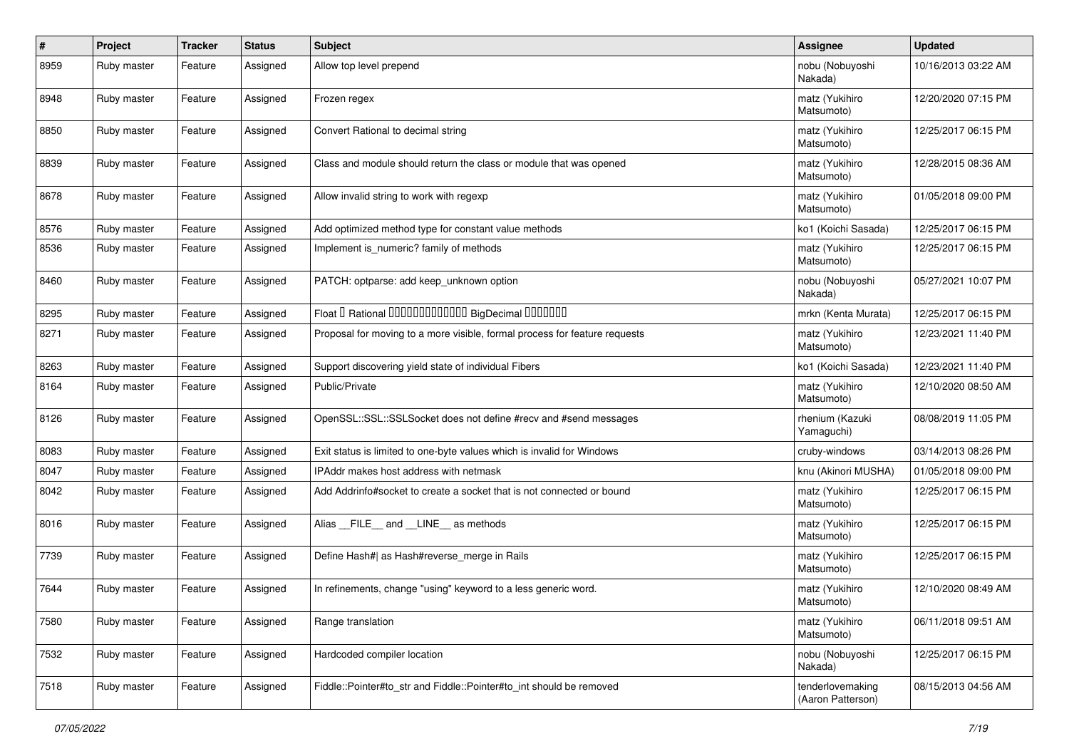| # | Project | Tracker | Status | Subject | Assignee | Updated |
|---|---|---|---|---|---|---|
| 8959 | Ruby master | Feature | Assigned | Allow top level prepend | nobu (Nobuyoshi Nakada) | 10/16/2013 03:22 AM |
| 8948 | Ruby master | Feature | Assigned | Frozen regex | matz (Yukihiro Matsumoto) | 12/20/2020 07:15 PM |
| 8850 | Ruby master | Feature | Assigned | Convert Rational to decimal string | matz (Yukihiro Matsumoto) | 12/25/2017 06:15 PM |
| 8839 | Ruby master | Feature | Assigned | Class and module should return the class or module that was opened | matz (Yukihiro Matsumoto) | 12/28/2015 08:36 AM |
| 8678 | Ruby master | Feature | Assigned | Allow invalid string to work with regexp | matz (Yukihiro Matsumoto) | 01/05/2018 09:00 PM |
| 8576 | Ruby master | Feature | Assigned | Add optimized method type for constant value methods | ko1 (Koichi Sasada) | 12/25/2017 06:15 PM |
| 8536 | Ruby master | Feature | Assigned | Implement is_numeric? family of methods | matz (Yukihiro Matsumoto) | 12/25/2017 06:15 PM |
| 8460 | Ruby master | Feature | Assigned | PATCH: optparse: add keep_unknown option | nobu (Nobuyoshi Nakada) | 05/27/2021 10:07 PM |
| 8295 | Ruby master | Feature | Assigned | Float  Rational  BigDecimal | mrkn (Kenta Murata) | 12/25/2017 06:15 PM |
| 8271 | Ruby master | Feature | Assigned | Proposal for moving to a more visible, formal process for feature requests | matz (Yukihiro Matsumoto) | 12/23/2021 11:40 PM |
| 8263 | Ruby master | Feature | Assigned | Support discovering yield state of individual Fibers | ko1 (Koichi Sasada) | 12/23/2021 11:40 PM |
| 8164 | Ruby master | Feature | Assigned | Public/Private | matz (Yukihiro Matsumoto) | 12/10/2020 08:50 AM |
| 8126 | Ruby master | Feature | Assigned | OpenSSL::SSL::SSLSocket does not define #recv and #send messages | rhenium (Kazuki Yamaguchi) | 08/08/2019 11:05 PM |
| 8083 | Ruby master | Feature | Assigned | Exit status is limited to one-byte values which is invalid for Windows | cruby-windows | 03/14/2013 08:26 PM |
| 8047 | Ruby master | Feature | Assigned | IPAddr makes host address with netmask | knu (Akinori MUSHA) | 01/05/2018 09:00 PM |
| 8042 | Ruby master | Feature | Assigned | Add Addrinfo#socket to create a socket that is not connected or bound | matz (Yukihiro Matsumoto) | 12/25/2017 06:15 PM |
| 8016 | Ruby master | Feature | Assigned | Alias __FILE__ and __LINE__ as methods | matz (Yukihiro Matsumoto) | 12/25/2017 06:15 PM |
| 7739 | Ruby master | Feature | Assigned | Define Hash#\| as Hash#reverse_merge in Rails | matz (Yukihiro Matsumoto) | 12/25/2017 06:15 PM |
| 7644 | Ruby master | Feature | Assigned | In refinements, change "using" keyword to a less generic word. | matz (Yukihiro Matsumoto) | 12/10/2020 08:49 AM |
| 7580 | Ruby master | Feature | Assigned | Range translation | matz (Yukihiro Matsumoto) | 06/11/2018 09:51 AM |
| 7532 | Ruby master | Feature | Assigned | Hardcoded compiler location | nobu (Nobuyoshi Nakada) | 12/25/2017 06:15 PM |
| 7518 | Ruby master | Feature | Assigned | Fiddle::Pointer#to_str and Fiddle::Pointer#to_int should be removed | tenderlovemaking (Aaron Patterson) | 08/15/2013 04:56 AM |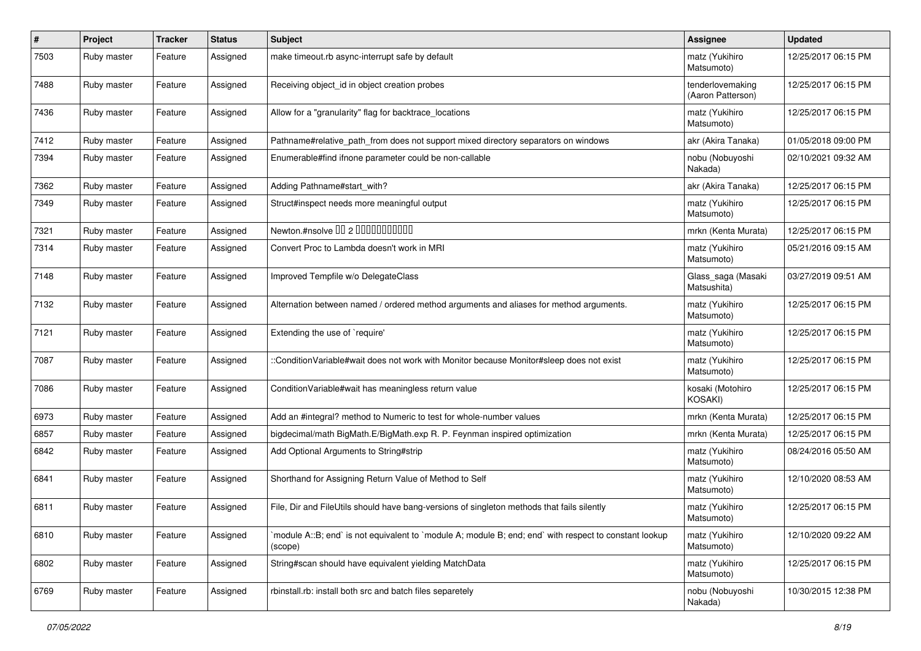| # | Project | Tracker | Status | Subject | Assignee | Updated |
|---|---|---|---|---|---|---|
| 7503 | Ruby master | Feature | Assigned | make timeout.rb async-interrupt safe by default | matz (Yukihiro Matsumoto) | 12/25/2017 06:15 PM |
| 7488 | Ruby master | Feature | Assigned | Receiving object_id in object creation probes | tenderlovemaking (Aaron Patterson) | 12/25/2017 06:15 PM |
| 7436 | Ruby master | Feature | Assigned | Allow for a "granularity" flag for backtrace_locations | matz (Yukihiro Matsumoto) | 12/25/2017 06:15 PM |
| 7412 | Ruby master | Feature | Assigned | Pathname#relative_path_from does not support mixed directory separators on windows | akr (Akira Tanaka) | 01/05/2018 09:00 PM |
| 7394 | Ruby master | Feature | Assigned | Enumerable#find ifnone parameter could be non-callable | nobu (Nobuyoshi Nakada) | 02/10/2021 09:32 AM |
| 7362 | Ruby master | Feature | Assigned | Adding Pathname#start_with? | akr (Akira Tanaka) | 12/25/2017 06:15 PM |
| 7349 | Ruby master | Feature | Assigned | Struct#inspect needs more meaningful output | matz (Yukihiro Matsumoto) | 12/25/2017 06:15 PM |
| 7321 | Ruby master | Feature | Assigned | Newton.#nsolve □□ 2 □□□□□□□□□□□ | mrkn (Kenta Murata) | 12/25/2017 06:15 PM |
| 7314 | Ruby master | Feature | Assigned | Convert Proc to Lambda doesn't work in MRI | matz (Yukihiro Matsumoto) | 05/21/2016 09:15 AM |
| 7148 | Ruby master | Feature | Assigned | Improved Tempfile w/o DelegateClass | Glass_saga (Masaki Matsushita) | 03/27/2019 09:51 AM |
| 7132 | Ruby master | Feature | Assigned | Alternation between named / ordered method arguments and aliases for method arguments. | matz (Yukihiro Matsumoto) | 12/25/2017 06:15 PM |
| 7121 | Ruby master | Feature | Assigned | Extending the use of `require' | matz (Yukihiro Matsumoto) | 12/25/2017 06:15 PM |
| 7087 | Ruby master | Feature | Assigned | ::ConditionVariable#wait does not work with Monitor because Monitor#sleep does not exist | matz (Yukihiro Matsumoto) | 12/25/2017 06:15 PM |
| 7086 | Ruby master | Feature | Assigned | ConditionVariable#wait has meaningless return value | kosaki (Motohiro KOSAKI) | 12/25/2017 06:15 PM |
| 6973 | Ruby master | Feature | Assigned | Add an #integral? method to Numeric to test for whole-number values | mrkn (Kenta Murata) | 12/25/2017 06:15 PM |
| 6857 | Ruby master | Feature | Assigned | bigdecimal/math BigMath.E/BigMath.exp R. P. Feynman inspired optimization | mrkn (Kenta Murata) | 12/25/2017 06:15 PM |
| 6842 | Ruby master | Feature | Assigned | Add Optional Arguments to String#strip | matz (Yukihiro Matsumoto) | 08/24/2016 05:50 AM |
| 6841 | Ruby master | Feature | Assigned | Shorthand for Assigning Return Value of Method to Self | matz (Yukihiro Matsumoto) | 12/10/2020 08:53 AM |
| 6811 | Ruby master | Feature | Assigned | File, Dir and FileUtils should have bang-versions of singleton methods that fails silently | matz (Yukihiro Matsumoto) | 12/25/2017 06:15 PM |
| 6810 | Ruby master | Feature | Assigned | `module A::B; end` is not equivalent to `module A; module B; end; end` with respect to constant lookup (scope) | matz (Yukihiro Matsumoto) | 12/10/2020 09:22 AM |
| 6802 | Ruby master | Feature | Assigned | String#scan should have equivalent yielding MatchData | matz (Yukihiro Matsumoto) | 12/25/2017 06:15 PM |
| 6769 | Ruby master | Feature | Assigned | rbinstall.rb: install both src and batch files separetely | nobu (Nobuyoshi Nakada) | 10/30/2015 12:38 PM |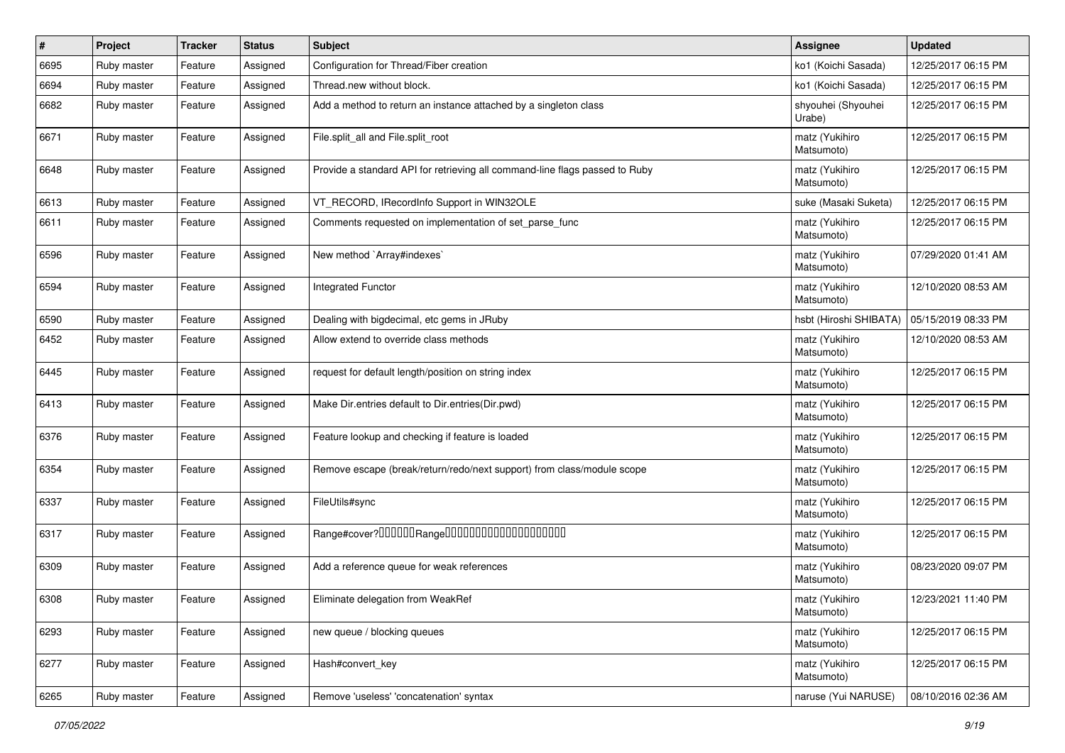| # | Project | Tracker | Status | Subject | Assignee | Updated |
|---|---|---|---|---|---|---|
| 6695 | Ruby master | Feature | Assigned | Configuration for Thread/Fiber creation | ko1 (Koichi Sasada) | 12/25/2017 06:15 PM |
| 6694 | Ruby master | Feature | Assigned | Thread.new without block. | ko1 (Koichi Sasada) | 12/25/2017 06:15 PM |
| 6682 | Ruby master | Feature | Assigned | Add a method to return an instance attached by a singleton class | shyouhei (Shyouhei Urabe) | 12/25/2017 06:15 PM |
| 6671 | Ruby master | Feature | Assigned | File.split_all and File.split_root | matz (Yukihiro Matsumoto) | 12/25/2017 06:15 PM |
| 6648 | Ruby master | Feature | Assigned | Provide a standard API for retrieving all command-line flags passed to Ruby | matz (Yukihiro Matsumoto) | 12/25/2017 06:15 PM |
| 6613 | Ruby master | Feature | Assigned | VT_RECORD, IRecordInfo Support in WIN32OLE | suke (Masaki Suketa) | 12/25/2017 06:15 PM |
| 6611 | Ruby master | Feature | Assigned | Comments requested on implementation of set_parse_func | matz (Yukihiro Matsumoto) | 12/25/2017 06:15 PM |
| 6596 | Ruby master | Feature | Assigned | New method `Array#indexes` | matz (Yukihiro Matsumoto) | 07/29/2020 01:41 AM |
| 6594 | Ruby master | Feature | Assigned | Integrated Functor | matz (Yukihiro Matsumoto) | 12/10/2020 08:53 AM |
| 6590 | Ruby master | Feature | Assigned | Dealing with bigdecimal, etc gems in JRuby | hsbt (Hiroshi SHIBATA) | 05/15/2019 08:33 PM |
| 6452 | Ruby master | Feature | Assigned | Allow extend to override class methods | matz (Yukihiro Matsumoto) | 12/10/2020 08:53 AM |
| 6445 | Ruby master | Feature | Assigned | request for default length/position on string index | matz (Yukihiro Matsumoto) | 12/25/2017 06:15 PM |
| 6413 | Ruby master | Feature | Assigned | Make Dir.entries default to Dir.entries(Dir.pwd) | matz (Yukihiro Matsumoto) | 12/25/2017 06:15 PM |
| 6376 | Ruby master | Feature | Assigned | Feature lookup and checking if feature is loaded | matz (Yukihiro Matsumoto) | 12/25/2017 06:15 PM |
| 6354 | Ruby master | Feature | Assigned | Remove escape (break/return/redo/next support) from class/module scope | matz (Yukihiro Matsumoto) | 12/25/2017 06:15 PM |
| 6337 | Ruby master | Feature | Assigned | FileUtils#sync | matz (Yukihiro Matsumoto) | 12/25/2017 06:15 PM |
| 6317 | Ruby master | Feature | Assigned | Range#cover?□□□□□□Range□□□□□□□□□□□□□□□□□□□□ | matz (Yukihiro Matsumoto) | 12/25/2017 06:15 PM |
| 6309 | Ruby master | Feature | Assigned | Add a reference queue for weak references | matz (Yukihiro Matsumoto) | 08/23/2020 09:07 PM |
| 6308 | Ruby master | Feature | Assigned | Eliminate delegation from WeakRef | matz (Yukihiro Matsumoto) | 12/23/2021 11:40 PM |
| 6293 | Ruby master | Feature | Assigned | new queue / blocking queues | matz (Yukihiro Matsumoto) | 12/25/2017 06:15 PM |
| 6277 | Ruby master | Feature | Assigned | Hash#convert_key | matz (Yukihiro Matsumoto) | 12/25/2017 06:15 PM |
| 6265 | Ruby master | Feature | Assigned | Remove 'useless' 'concatenation' syntax | naruse (Yui NARUSE) | 08/10/2016 02:36 AM |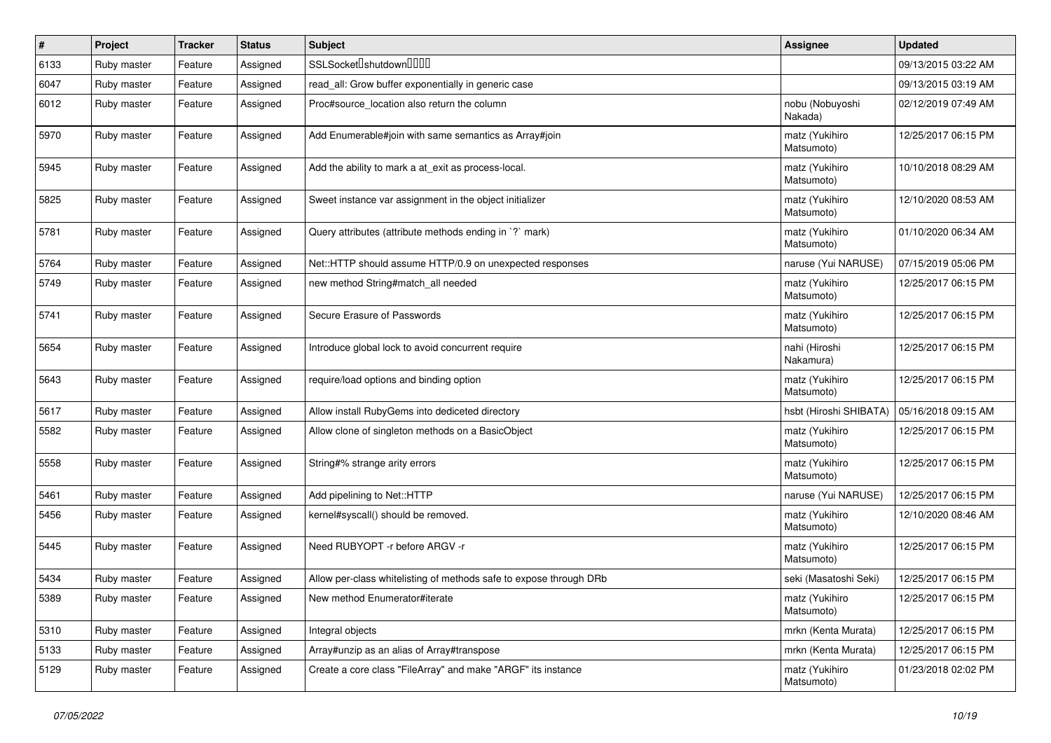| # | Project | Tracker | Status | Subject | Assignee | Updated |
|---|---|---|---|---|---|---|
| 6133 | Ruby master | Feature | Assigned | SSLSocket�shutdown���� | | 09/13/2015 03:22 AM |
| 6047 | Ruby master | Feature | Assigned | read_all: Grow buffer exponentially in generic case | | 09/13/2015 03:19 AM |
| 6012 | Ruby master | Feature | Assigned | Proc#source_location also return the column | nobu (Nobuyoshi Nakada) | 02/12/2019 07:49 AM |
| 5970 | Ruby master | Feature | Assigned | Add Enumerable#join with same semantics as Array#join | matz (Yukihiro Matsumoto) | 12/25/2017 06:15 PM |
| 5945 | Ruby master | Feature | Assigned | Add the ability to mark a at_exit as process-local. | matz (Yukihiro Matsumoto) | 10/10/2018 08:29 AM |
| 5825 | Ruby master | Feature | Assigned | Sweet instance var assignment in the object initializer | matz (Yukihiro Matsumoto) | 12/10/2020 08:53 AM |
| 5781 | Ruby master | Feature | Assigned | Query attributes (attribute methods ending in `?` mark) | matz (Yukihiro Matsumoto) | 01/10/2020 06:34 AM |
| 5764 | Ruby master | Feature | Assigned | Net::HTTP should assume HTTP/0.9 on unexpected responses | naruse (Yui NARUSE) | 07/15/2019 05:06 PM |
| 5749 | Ruby master | Feature | Assigned | new method String#match_all needed | matz (Yukihiro Matsumoto) | 12/25/2017 06:15 PM |
| 5741 | Ruby master | Feature | Assigned | Secure Erasure of Passwords | matz (Yukihiro Matsumoto) | 12/25/2017 06:15 PM |
| 5654 | Ruby master | Feature | Assigned | Introduce global lock to avoid concurrent require | nahi (Hiroshi Nakamura) | 12/25/2017 06:15 PM |
| 5643 | Ruby master | Feature | Assigned | require/load options and binding option | matz (Yukihiro Matsumoto) | 12/25/2017 06:15 PM |
| 5617 | Ruby master | Feature | Assigned | Allow install RubyGems into dediceted directory | hsbt (Hiroshi SHIBATA) | 05/16/2018 09:15 AM |
| 5582 | Ruby master | Feature | Assigned | Allow clone of singleton methods on a BasicObject | matz (Yukihiro Matsumoto) | 12/25/2017 06:15 PM |
| 5558 | Ruby master | Feature | Assigned | String#% strange arity errors | matz (Yukihiro Matsumoto) | 12/25/2017 06:15 PM |
| 5461 | Ruby master | Feature | Assigned | Add pipelining to Net::HTTP | naruse (Yui NARUSE) | 12/25/2017 06:15 PM |
| 5456 | Ruby master | Feature | Assigned | kernel#syscall() should be removed. | matz (Yukihiro Matsumoto) | 12/10/2020 08:46 AM |
| 5445 | Ruby master | Feature | Assigned | Need RUBYOPT -r before ARGV -r | matz (Yukihiro Matsumoto) | 12/25/2017 06:15 PM |
| 5434 | Ruby master | Feature | Assigned | Allow per-class whitelisting of methods safe to expose through DRb | seki (Masatoshi Seki) | 12/25/2017 06:15 PM |
| 5389 | Ruby master | Feature | Assigned | New method Enumerator#iterate | matz (Yukihiro Matsumoto) | 12/25/2017 06:15 PM |
| 5310 | Ruby master | Feature | Assigned | Integral objects | mrkn (Kenta Murata) | 12/25/2017 06:15 PM |
| 5133 | Ruby master | Feature | Assigned | Array#unzip as an alias of Array#transpose | mrkn (Kenta Murata) | 12/25/2017 06:15 PM |
| 5129 | Ruby master | Feature | Assigned | Create a core class "FileArray" and make "ARGF" its instance | matz (Yukihiro Matsumoto) | 01/23/2018 02:02 PM |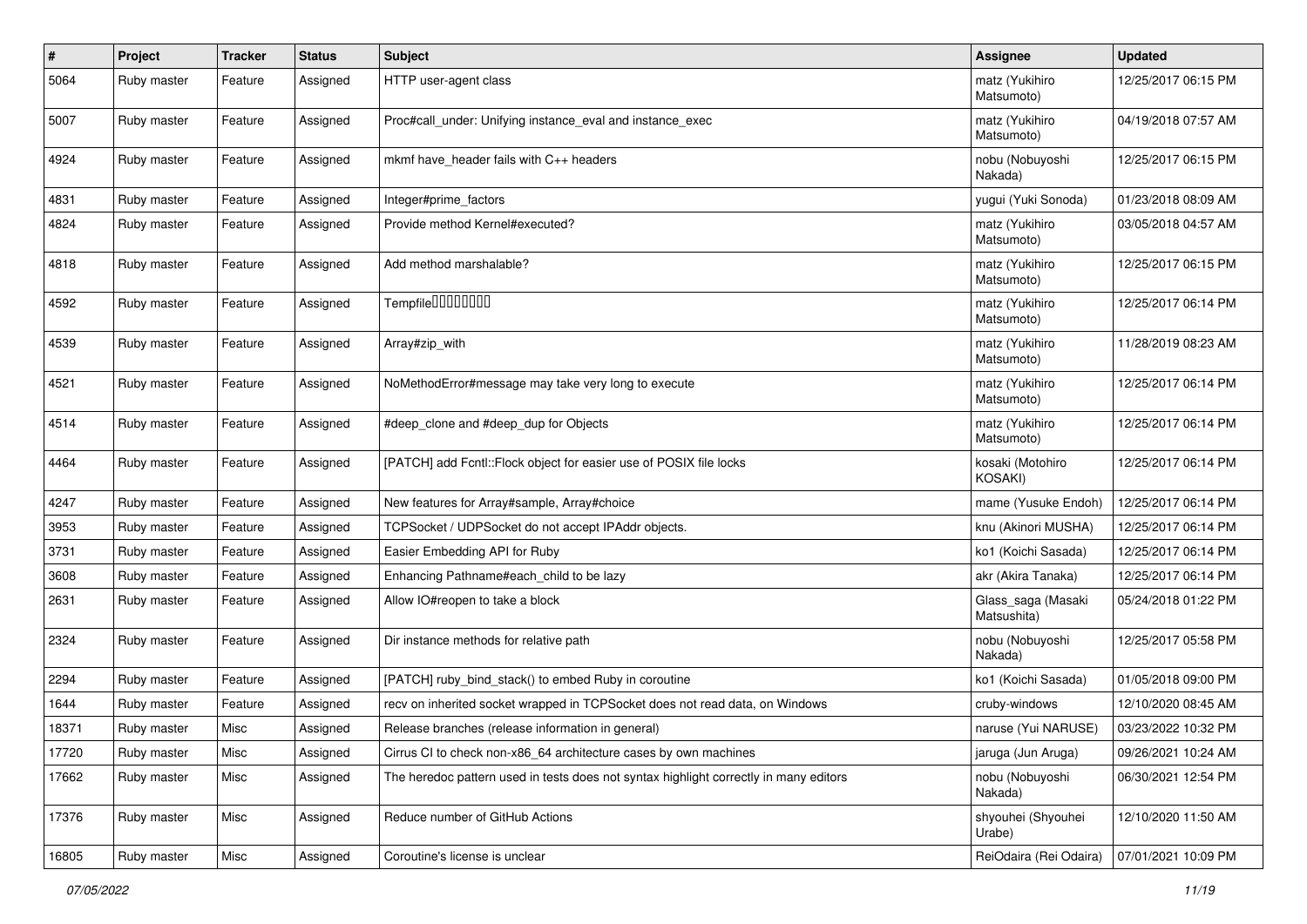| # | Project | Tracker | Status | Subject | Assignee | Updated |
|---|---|---|---|---|---|---|
| 5064 | Ruby master | Feature | Assigned | HTTP user-agent class | matz (Yukihiro Matsumoto) | 12/25/2017 06:15 PM |
| 5007 | Ruby master | Feature | Assigned | Proc#call_under: Unifying instance_eval and instance_exec | matz (Yukihiro Matsumoto) | 04/19/2018 07:57 AM |
| 4924 | Ruby master | Feature | Assigned | mkmf have_header fails with C++ headers | nobu (Nobuyoshi Nakada) | 12/25/2017 06:15 PM |
| 4831 | Ruby master | Feature | Assigned | Integer#prime_factors | yugui (Yuki Sonoda) | 01/23/2018 08:09 AM |
| 4824 | Ruby master | Feature | Assigned | Provide method Kernel#executed? | matz (Yukihiro Matsumoto) | 03/05/2018 04:57 AM |
| 4818 | Ruby master | Feature | Assigned | Add method marshalable? | matz (Yukihiro Matsumoto) | 12/25/2017 06:15 PM |
| 4592 | Ruby master | Feature | Assigned | Tempfile???????? | matz (Yukihiro Matsumoto) | 12/25/2017 06:14 PM |
| 4539 | Ruby master | Feature | Assigned | Array#zip_with | matz (Yukihiro Matsumoto) | 11/28/2019 08:23 AM |
| 4521 | Ruby master | Feature | Assigned | NoMethodError#message may take very long to execute | matz (Yukihiro Matsumoto) | 12/25/2017 06:14 PM |
| 4514 | Ruby master | Feature | Assigned | #deep_clone and #deep_dup for Objects | matz (Yukihiro Matsumoto) | 12/25/2017 06:14 PM |
| 4464 | Ruby master | Feature | Assigned | [PATCH] add Fcntl::Flock object for easier use of POSIX file locks | kosaki (Motohiro KOSAKI) | 12/25/2017 06:14 PM |
| 4247 | Ruby master | Feature | Assigned | New features for Array#sample, Array#choice | mame (Yusuke Endoh) | 12/25/2017 06:14 PM |
| 3953 | Ruby master | Feature | Assigned | TCPSocket / UDPSocket do not accept IPAddr objects. | knu (Akinori MUSHA) | 12/25/2017 06:14 PM |
| 3731 | Ruby master | Feature | Assigned | Easier Embedding API for Ruby | ko1 (Koichi Sasada) | 12/25/2017 06:14 PM |
| 3608 | Ruby master | Feature | Assigned | Enhancing Pathname#each_child to be lazy | akr (Akira Tanaka) | 12/25/2017 06:14 PM |
| 2631 | Ruby master | Feature | Assigned | Allow IO#reopen to take a block | Glass_saga (Masaki Matsushita) | 05/24/2018 01:22 PM |
| 2324 | Ruby master | Feature | Assigned | Dir instance methods for relative path | nobu (Nobuyoshi Nakada) | 12/25/2017 05:58 PM |
| 2294 | Ruby master | Feature | Assigned | [PATCH] ruby_bind_stack() to embed Ruby in coroutine | ko1 (Koichi Sasada) | 01/05/2018 09:00 PM |
| 1644 | Ruby master | Feature | Assigned | recv on inherited socket wrapped in TCPSocket does not read data, on Windows | cruby-windows | 12/10/2020 08:45 AM |
| 18371 | Ruby master | Misc | Assigned | Release branches (release information in general) | naruse (Yui NARUSE) | 03/23/2022 10:32 PM |
| 17720 | Ruby master | Misc | Assigned | Cirrus CI to check non-x86_64 architecture cases by own machines | jaruga (Jun Aruga) | 09/26/2021 10:24 AM |
| 17662 | Ruby master | Misc | Assigned | The heredoc pattern used in tests does not syntax highlight correctly in many editors | nobu (Nobuyoshi Nakada) | 06/30/2021 12:54 PM |
| 17376 | Ruby master | Misc | Assigned | Reduce number of GitHub Actions | shyouhei (Shyouhei Urabe) | 12/10/2020 11:50 AM |
| 16805 | Ruby master | Misc | Assigned | Coroutine's license is unclear | ReiOdaira (Rei Odaira) | 07/01/2021 10:09 PM |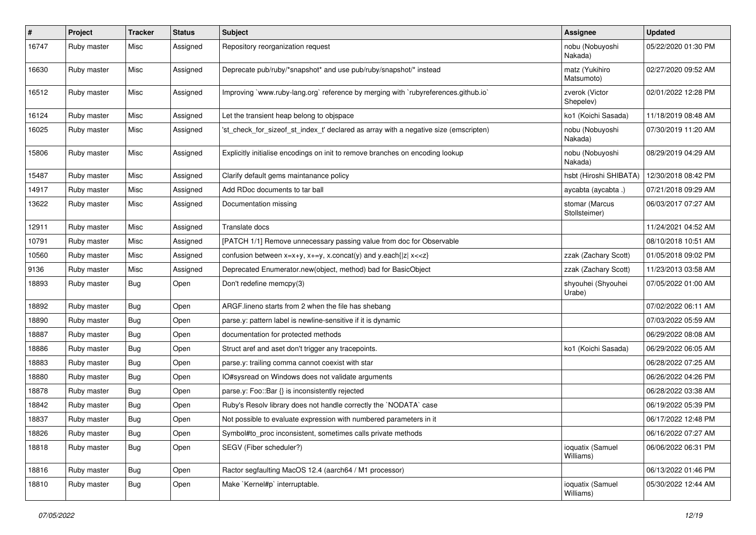| # | Project | Tracker | Status | Subject | Assignee | Updated |
|---|---|---|---|---|---|---|
| 16747 | Ruby master | Misc | Assigned | Repository reorganization request | nobu (Nobuyoshi Nakada) | 05/22/2020 01:30 PM |
| 16630 | Ruby master | Misc | Assigned | Deprecate pub/ruby/*snapshot* and use pub/ruby/snapshot/* instead | matz (Yukihiro Matsumoto) | 02/27/2020 09:52 AM |
| 16512 | Ruby master | Misc | Assigned | Improving `www.ruby-lang.org` reference by merging with `rubyreferences.github.io` | zverok (Victor Shepelev) | 02/01/2022 12:28 PM |
| 16124 | Ruby master | Misc | Assigned | Let the transient heap belong to objspace | ko1 (Koichi Sasada) | 11/18/2019 08:48 AM |
| 16025 | Ruby master | Misc | Assigned | 'st_check_for_sizeof_st_index_t' declared as array with a negative size (emscripten) | nobu (Nobuyoshi Nakada) | 07/30/2019 11:20 AM |
| 15806 | Ruby master | Misc | Assigned | Explicitly initialise encodings on init to remove branches on encoding lookup | nobu (Nobuyoshi Nakada) | 08/29/2019 04:29 AM |
| 15487 | Ruby master | Misc | Assigned | Clarify default gems maintanance policy | hsbt (Hiroshi SHIBATA) | 12/30/2018 08:42 PM |
| 14917 | Ruby master | Misc | Assigned | Add RDoc documents to tar ball | aycabta (aycabta .) | 07/21/2018 09:29 AM |
| 13622 | Ruby master | Misc | Assigned | Documentation missing | stomar (Marcus Stollsteimer) | 06/03/2017 07:27 AM |
| 12911 | Ruby master | Misc | Assigned | Translate docs | | 11/24/2021 04:52 AM |
| 10791 | Ruby master | Misc | Assigned | [PATCH 1/1] Remove unnecessary passing value from doc for Observable | | 08/10/2018 10:51 AM |
| 10560 | Ruby master | Misc | Assigned | confusion between x=x+y, x+=y, x.concat(y) and y.each{\|z\| x<<z} | zzak (Zachary Scott) | 01/05/2018 09:02 PM |
| 9136 | Ruby master | Misc | Assigned | Deprecated Enumerator.new(object, method) bad for BasicObject | zzak (Zachary Scott) | 11/23/2013 03:58 AM |
| 18893 | Ruby master | Bug | Open | Don't redefine memcpy(3) | shyouhei (Shyouhei Urabe) | 07/05/2022 01:00 AM |
| 18892 | Ruby master | Bug | Open | ARGF.lineno starts from 2 when the file has shebang | | 07/02/2022 06:11 AM |
| 18890 | Ruby master | Bug | Open | parse.y: pattern label is newline-sensitive if it is dynamic | | 07/03/2022 05:59 AM |
| 18887 | Ruby master | Bug | Open | documentation for protected methods | | 06/29/2022 08:08 AM |
| 18886 | Ruby master | Bug | Open | Struct aref and aset don't trigger any tracepoints. | ko1 (Koichi Sasada) | 06/29/2022 06:05 AM |
| 18883 | Ruby master | Bug | Open | parse.y: trailing comma cannot coexist with star | | 06/28/2022 07:25 AM |
| 18880 | Ruby master | Bug | Open | IO#sysread on Windows does not validate arguments | | 06/26/2022 04:26 PM |
| 18878 | Ruby master | Bug | Open | parse.y: Foo::Bar {} is inconsistently rejected | | 06/28/2022 03:38 AM |
| 18842 | Ruby master | Bug | Open | Ruby's Resolv library does not handle correctly the `NODATA` case | | 06/19/2022 05:39 PM |
| 18837 | Ruby master | Bug | Open | Not possible to evaluate expression with numbered parameters in it | | 06/17/2022 12:48 PM |
| 18826 | Ruby master | Bug | Open | Symbol#to_proc inconsistent, sometimes calls private methods | | 06/16/2022 07:27 AM |
| 18818 | Ruby master | Bug | Open | SEGV (Fiber scheduler?) | ioquatix (Samuel Williams) | 06/06/2022 06:31 PM |
| 18816 | Ruby master | Bug | Open | Ractor segfaulting MacOS 12.4 (aarch64 / M1 processor) | | 06/13/2022 01:46 PM |
| 18810 | Ruby master | Bug | Open | Make `Kernel#p` interruptable. | ioquatix (Samuel Williams) | 05/30/2022 12:44 AM |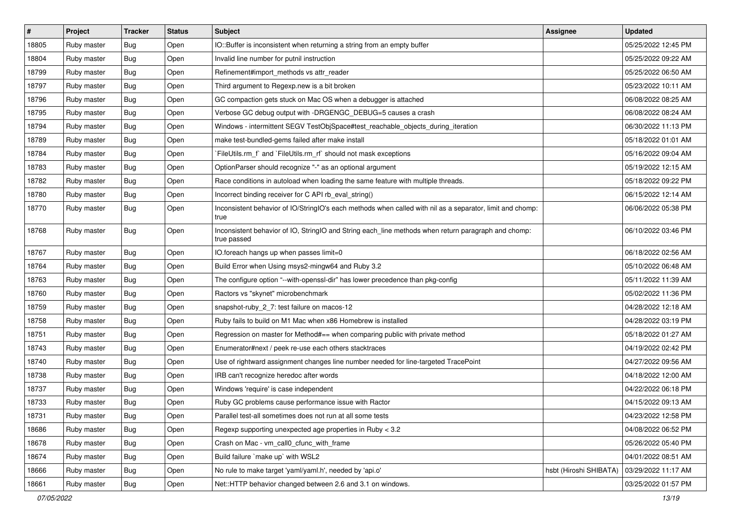| # | Project | Tracker | Status | Subject | Assignee | Updated |
|---|---|---|---|---|---|---|
| 18805 | Ruby master | Bug | Open | IO::Buffer is inconsistent when returning a string from an empty buffer | | 05/25/2022 12:45 PM |
| 18804 | Ruby master | Bug | Open | Invalid line number for putnil instruction | | 05/25/2022 09:22 AM |
| 18799 | Ruby master | Bug | Open | Refinement#import_methods vs attr_reader | | 05/25/2022 06:50 AM |
| 18797 | Ruby master | Bug | Open | Third argument to Regexp.new is a bit broken | | 05/23/2022 10:11 AM |
| 18796 | Ruby master | Bug | Open | GC compaction gets stuck on Mac OS when a debugger is attached | | 06/08/2022 08:25 AM |
| 18795 | Ruby master | Bug | Open | Verbose GC debug output with -DRGENGC_DEBUG=5 causes a crash | | 06/08/2022 08:24 AM |
| 18794 | Ruby master | Bug | Open | Windows - intermittent SEGV TestObjSpace#test_reachable_objects_during_iteration | | 06/30/2022 11:13 PM |
| 18789 | Ruby master | Bug | Open | make test-bundled-gems failed after make install | | 05/18/2022 01:01 AM |
| 18784 | Ruby master | Bug | Open | `FileUtils.rm_f` and `FileUtils.rm_rf` should not mask exceptions | | 05/16/2022 09:04 AM |
| 18783 | Ruby master | Bug | Open | OptionParser should recognize "-" as an optional argument | | 05/19/2022 12:15 AM |
| 18782 | Ruby master | Bug | Open | Race conditions in autoload when loading the same feature with multiple threads. | | 05/18/2022 09:22 PM |
| 18780 | Ruby master | Bug | Open | Incorrect binding receiver for C API rb_eval_string() | | 06/15/2022 12:14 AM |
| 18770 | Ruby master | Bug | Open | Inconsistent behavior of IO/StringIO's each methods when called with nil as a separator, limit and chomp: true | | 06/06/2022 05:38 PM |
| 18768 | Ruby master | Bug | Open | Inconsistent behavior of IO, StringIO and String each_line methods when return paragraph and chomp: true passed | | 06/10/2022 03:46 PM |
| 18767 | Ruby master | Bug | Open | IO.foreach hangs up when passes limit=0 | | 06/18/2022 02:56 AM |
| 18764 | Ruby master | Bug | Open | Build Error when Using msys2-mingw64 and Ruby 3.2 | | 05/10/2022 06:48 AM |
| 18763 | Ruby master | Bug | Open | The configure option "--with-openssl-dir" has lower precedence than pkg-config | | 05/11/2022 11:39 AM |
| 18760 | Ruby master | Bug | Open | Ractors vs "skynet" microbenchmark | | 05/02/2022 11:36 PM |
| 18759 | Ruby master | Bug | Open | snapshot-ruby_2_7: test failure on macos-12 | | 04/28/2022 12:18 AM |
| 18758 | Ruby master | Bug | Open | Ruby fails to build on M1 Mac when x86 Homebrew is installed | | 04/28/2022 03:19 PM |
| 18751 | Ruby master | Bug | Open | Regression on master for Method#== when comparing public with private method | | 05/18/2022 01:27 AM |
| 18743 | Ruby master | Bug | Open | Enumerator#next / peek re-use each others stacktraces | | 04/19/2022 02:42 PM |
| 18740 | Ruby master | Bug | Open | Use of rightward assignment changes line number needed for line-targeted TracePoint | | 04/27/2022 09:56 AM |
| 18738 | Ruby master | Bug | Open | IRB can't recognize heredoc after words | | 04/18/2022 12:00 AM |
| 18737 | Ruby master | Bug | Open | Windows 'require' is case independent | | 04/22/2022 06:18 PM |
| 18733 | Ruby master | Bug | Open | Ruby GC problems cause performance issue with Ractor | | 04/15/2022 09:13 AM |
| 18731 | Ruby master | Bug | Open | Parallel test-all sometimes does not run at all some tests | | 04/23/2022 12:58 PM |
| 18686 | Ruby master | Bug | Open | Regexp supporting unexpected age properties in Ruby < 3.2 | | 04/08/2022 06:52 PM |
| 18678 | Ruby master | Bug | Open | Crash on Mac - vm_call0_cfunc_with_frame | | 05/26/2022 05:40 PM |
| 18674 | Ruby master | Bug | Open | Build failure `make up` with WSL2 | | 04/01/2022 08:51 AM |
| 18666 | Ruby master | Bug | Open | No rule to make target 'yaml/yaml.h', needed by 'api.o' | hsbt (Hiroshi SHIBATA) | 03/29/2022 11:17 AM |
| 18661 | Ruby master | Bug | Open | Net::HTTP behavior changed between 2.6 and 3.1 on windows. | | 03/25/2022 01:57 PM |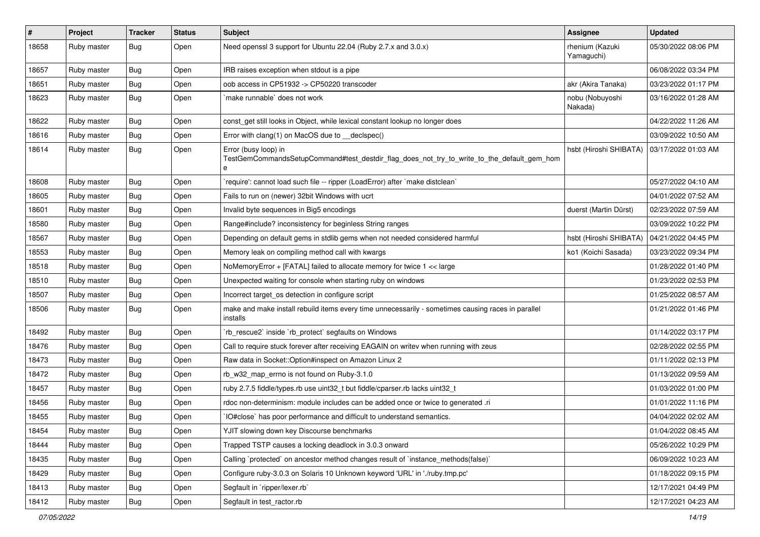| # | Project | Tracker | Status | Subject | Assignee | Updated |
|---|---|---|---|---|---|---|
| 18658 | Ruby master | Bug | Open | Need openssl 3 support for Ubuntu 22.04 (Ruby 2.7.x and 3.0.x) | rhenium (Kazuki Yamaguchi) | 05/30/2022 08:06 PM |
| 18657 | Ruby master | Bug | Open | IRB raises exception when stdout is a pipe | | 06/08/2022 03:34 PM |
| 18651 | Ruby master | Bug | Open | oob access in CP51932 -> CP50220 transcoder | akr (Akira Tanaka) | 03/23/2022 01:17 PM |
| 18623 | Ruby master | Bug | Open | `make runnable` does not work | nobu (Nobuyoshi Nakada) | 03/16/2022 01:28 AM |
| 18622 | Ruby master | Bug | Open | const_get still looks in Object, while lexical constant lookup no longer does | | 04/22/2022 11:26 AM |
| 18616 | Ruby master | Bug | Open | Error with clang(1) on MacOS due to __declspec() | | 03/09/2022 10:50 AM |
| 18614 | Ruby master | Bug | Open | Error (busy loop) in TestGemCommandsSetupCommand#test_destdir_flag_does_not_try_to_write_to_the_default_gem_home | hsbt (Hiroshi SHIBATA) | 03/17/2022 01:03 AM |
| 18608 | Ruby master | Bug | Open | `require': cannot load such file -- ripper (LoadError) after `make distclean` | | 05/27/2022 04:10 AM |
| 18605 | Ruby master | Bug | Open | Fails to run on (newer) 32bit Windows with ucrt | | 04/01/2022 07:52 AM |
| 18601 | Ruby master | Bug | Open | Invalid byte sequences in Big5 encodings | duerst (Martin Dürst) | 02/23/2022 07:59 AM |
| 18580 | Ruby master | Bug | Open | Range#include? inconsistency for beginless String ranges | | 03/09/2022 10:22 PM |
| 18567 | Ruby master | Bug | Open | Depending on default gems in stdlib gems when not needed considered harmful | hsbt (Hiroshi SHIBATA) | 04/21/2022 04:45 PM |
| 18553 | Ruby master | Bug | Open | Memory leak on compiling method call with kwargs | ko1 (Koichi Sasada) | 03/23/2022 09:34 PM |
| 18518 | Ruby master | Bug | Open | NoMemoryError + [FATAL] failed to allocate memory for twice 1 << large | | 01/28/2022 01:40 PM |
| 18510 | Ruby master | Bug | Open | Unexpected waiting for console when starting ruby on windows | | 01/23/2022 02:53 PM |
| 18507 | Ruby master | Bug | Open | Incorrect target_os detection in configure script | | 01/25/2022 08:57 AM |
| 18506 | Ruby master | Bug | Open | make and make install rebuild items every time unnecessarily - sometimes causing races in parallel installs | | 01/21/2022 01:46 PM |
| 18492 | Ruby master | Bug | Open | `rb_rescue2` inside `rb_protect` segfaults on Windows | | 01/14/2022 03:17 PM |
| 18476 | Ruby master | Bug | Open | Call to require stuck forever after receiving EAGAIN on writev when running with zeus | | 02/28/2022 02:55 PM |
| 18473 | Ruby master | Bug | Open | Raw data in Socket::Option#inspect on Amazon Linux 2 | | 01/11/2022 02:13 PM |
| 18472 | Ruby master | Bug | Open | rb_w32_map_errno is not found on Ruby-3.1.0 | | 01/13/2022 09:59 AM |
| 18457 | Ruby master | Bug | Open | ruby 2.7.5 fiddle/types.rb use uint32_t but fiddle/cparser.rb lacks uint32_t | | 01/03/2022 01:00 PM |
| 18456 | Ruby master | Bug | Open | rdoc non-determinism: module includes can be added once or twice to generated .ri | | 01/01/2022 11:16 PM |
| 18455 | Ruby master | Bug | Open | `IO#close` has poor performance and difficult to understand semantics. | | 04/04/2022 02:02 AM |
| 18454 | Ruby master | Bug | Open | YJIT slowing down key Discourse benchmarks | | 01/04/2022 08:45 AM |
| 18444 | Ruby master | Bug | Open | Trapped TSTP causes a locking deadlock in 3.0.3 onward | | 05/26/2022 10:29 PM |
| 18435 | Ruby master | Bug | Open | Calling `protected` on ancestor method changes result of `instance_methods(false)` | | 06/09/2022 10:23 AM |
| 18429 | Ruby master | Bug | Open | Configure ruby-3.0.3 on Solaris 10 Unknown keyword 'URL' in './ruby.tmp.pc' | | 01/18/2022 09:15 PM |
| 18413 | Ruby master | Bug | Open | Segfault in `ripper/lexer.rb` | | 12/17/2021 04:49 PM |
| 18412 | Ruby master | Bug | Open | Segfault in test_ractor.rb | | 12/17/2021 04:23 AM |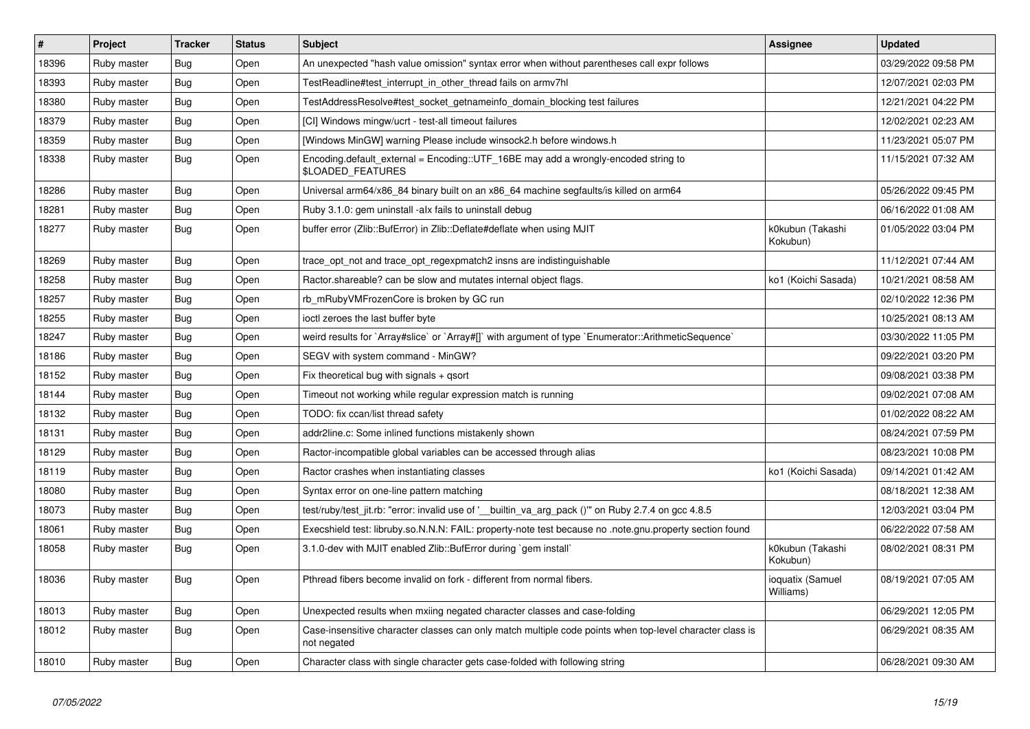| # | Project | Tracker | Status | Subject | Assignee | Updated |
|---|---|---|---|---|---|---|
| 18396 | Ruby master | Bug | Open | An unexpected "hash value omission" syntax error when without parentheses call expr follows | | 03/29/2022 09:58 PM |
| 18393 | Ruby master | Bug | Open | TestReadline#test_interrupt_in_other_thread fails on armv7hl | | 12/07/2021 02:03 PM |
| 18380 | Ruby master | Bug | Open | TestAddressResolve#test_socket_getnameinfo_domain_blocking test failures | | 12/21/2021 04:22 PM |
| 18379 | Ruby master | Bug | Open | [CI] Windows mingw/ucrt - test-all timeout failures | | 12/02/2021 02:23 AM |
| 18359 | Ruby master | Bug | Open | [Windows MinGW] warning Please include winsock2.h before windows.h | | 11/23/2021 05:07 PM |
| 18338 | Ruby master | Bug | Open | Encoding.default_external = Encoding::UTF_16BE may add a wrongly-encoded string to $LOADED_FEATURES | | 11/15/2021 07:32 AM |
| 18286 | Ruby master | Bug | Open | Universal arm64/x86_84 binary built on an x86_64 machine segfaults/is killed on arm64 | | 05/26/2022 09:45 PM |
| 18281 | Ruby master | Bug | Open | Ruby 3.1.0: gem uninstall -alx fails to uninstall debug | | 06/16/2022 01:08 AM |
| 18277 | Ruby master | Bug | Open | buffer error (Zlib::BufError) in Zlib::Deflate#deflate when using MJIT | k0kubun (Takashi Kokubun) | 01/05/2022 03:04 PM |
| 18269 | Ruby master | Bug | Open | trace_opt_not and trace_opt_regexpmatch2 insns are indistinguishable | | 11/12/2021 07:44 AM |
| 18258 | Ruby master | Bug | Open | Ractor.shareable? can be slow and mutates internal object flags. | ko1 (Koichi Sasada) | 10/21/2021 08:58 AM |
| 18257 | Ruby master | Bug | Open | rb_mRubyVMFrozenCore is broken by GC run | | 02/10/2022 12:36 PM |
| 18255 | Ruby master | Bug | Open | ioctl zeroes the last buffer byte | | 10/25/2021 08:13 AM |
| 18247 | Ruby master | Bug | Open | weird results for `Array#slice` or `Array#[]` with argument of type `Enumerator::ArithmeticSequence` | | 03/30/2022 11:05 PM |
| 18186 | Ruby master | Bug | Open | SEGV with system command - MinGW? | | 09/22/2021 03:20 PM |
| 18152 | Ruby master | Bug | Open | Fix theoretical bug with signals + qsort | | 09/08/2021 03:38 PM |
| 18144 | Ruby master | Bug | Open | Timeout not working while regular expression match is running | | 09/02/2021 07:08 AM |
| 18132 | Ruby master | Bug | Open | TODO: fix ccan/list thread safety | | 01/02/2022 08:22 AM |
| 18131 | Ruby master | Bug | Open | addr2line.c: Some inlined functions mistakenly shown | | 08/24/2021 07:59 PM |
| 18129 | Ruby master | Bug | Open | Ractor-incompatible global variables can be accessed through alias | | 08/23/2021 10:08 PM |
| 18119 | Ruby master | Bug | Open | Ractor crashes when instantiating classes | ko1 (Koichi Sasada) | 09/14/2021 01:42 AM |
| 18080 | Ruby master | Bug | Open | Syntax error on one-line pattern matching | | 08/18/2021 12:38 AM |
| 18073 | Ruby master | Bug | Open | test/ruby/test_jit.rb: "error: invalid use of '__builtin_va_arg_pack ()'" on Ruby 2.7.4 on gcc 4.8.5 | | 12/03/2021 03:04 PM |
| 18061 | Ruby master | Bug | Open | Execshield test: libruby.so.N.N.N: FAIL: property-note test because no .note.gnu.property section found | | 06/22/2022 07:58 AM |
| 18058 | Ruby master | Bug | Open | 3.1.0-dev with MJIT enabled Zlib::BufError during `gem install` | k0kubun (Takashi Kokubun) | 08/02/2021 08:31 PM |
| 18036 | Ruby master | Bug | Open | Pthread fibers become invalid on fork - different from normal fibers. | ioquatix (Samuel Williams) | 08/19/2021 07:05 AM |
| 18013 | Ruby master | Bug | Open | Unexpected results when mxiing negated character classes and case-folding | | 06/29/2021 12:05 PM |
| 18012 | Ruby master | Bug | Open | Case-insensitive character classes can only match multiple code points when top-level character class is not negated | | 06/29/2021 08:35 AM |
| 18010 | Ruby master | Bug | Open | Character class with single character gets case-folded with following string | | 06/28/2021 09:30 AM |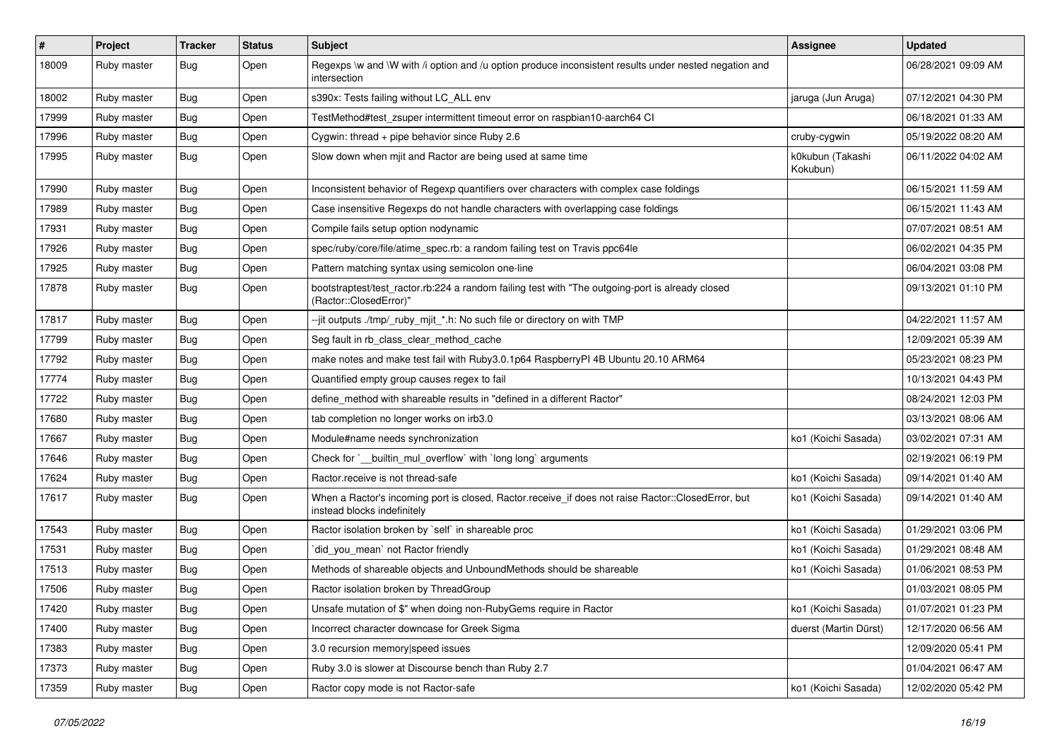| # | Project | Tracker | Status | Subject | Assignee | Updated |
|---|---|---|---|---|---|---|
| 18009 | Ruby master | Bug | Open | Regexps \w and \W with /i option and /u option produce inconsistent results under nested negation and intersection | | 06/28/2021 09:09 AM |
| 18002 | Ruby master | Bug | Open | s390x: Tests failing without LC_ALL env | jaruga (Jun Aruga) | 07/12/2021 04:30 PM |
| 17999 | Ruby master | Bug | Open | TestMethod#test_zsuper intermittent timeout error on raspbian10-aarch64 CI | | 06/18/2021 01:33 AM |
| 17996 | Ruby master | Bug | Open | Cygwin: thread + pipe behavior since Ruby 2.6 | cruby-cygwin | 05/19/2022 08:20 AM |
| 17995 | Ruby master | Bug | Open | Slow down when mjit and Ractor are being used at same time | k0kubun (Takashi Kokubun) | 06/11/2022 04:02 AM |
| 17990 | Ruby master | Bug | Open | Inconsistent behavior of Regexp quantifiers over characters with complex case foldings | | 06/15/2021 11:59 AM |
| 17989 | Ruby master | Bug | Open | Case insensitive Regexps do not handle characters with overlapping case foldings | | 06/15/2021 11:43 AM |
| 17931 | Ruby master | Bug | Open | Compile fails setup option nodynamic | | 07/07/2021 08:51 AM |
| 17926 | Ruby master | Bug | Open | spec/ruby/core/file/atime_spec.rb: a random failing test on Travis ppc64le | | 06/02/2021 04:35 PM |
| 17925 | Ruby master | Bug | Open | Pattern matching syntax using semicolon one-line | | 06/04/2021 03:08 PM |
| 17878 | Ruby master | Bug | Open | bootstraptest/test_ractor.rb:224 a random failing test with "The outgoing-port is already closed (Ractor::ClosedError)" | | 09/13/2021 01:10 PM |
| 17817 | Ruby master | Bug | Open | --jit outputs ./tmp/_ruby_mjit_*.h: No such file or directory on with TMP | | 04/22/2021 11:57 AM |
| 17799 | Ruby master | Bug | Open | Seg fault in rb_class_clear_method_cache | | 12/09/2021 05:39 AM |
| 17792 | Ruby master | Bug | Open | make notes and make test fail with Ruby3.0.1p64 RaspberryPI 4B Ubuntu 20.10 ARM64 | | 05/23/2021 08:23 PM |
| 17774 | Ruby master | Bug | Open | Quantified empty group causes regex to fail | | 10/13/2021 04:43 PM |
| 17722 | Ruby master | Bug | Open | define_method with shareable results in "defined in a different Ractor" | | 08/24/2021 12:03 PM |
| 17680 | Ruby master | Bug | Open | tab completion no longer works on irb3.0 | | 03/13/2021 08:06 AM |
| 17667 | Ruby master | Bug | Open | Module#name needs synchronization | ko1 (Koichi Sasada) | 03/02/2021 07:31 AM |
| 17646 | Ruby master | Bug | Open | Check for `__builtin_mul_overflow` with `long long` arguments | | 02/19/2021 06:19 PM |
| 17624 | Ruby master | Bug | Open | Ractor.receive is not thread-safe | ko1 (Koichi Sasada) | 09/14/2021 01:40 AM |
| 17617 | Ruby master | Bug | Open | When a Ractor's incoming port is closed, Ractor.receive_if does not raise Ractor::ClosedError, but instead blocks indefinitely | ko1 (Koichi Sasada) | 09/14/2021 01:40 AM |
| 17543 | Ruby master | Bug | Open | Ractor isolation broken by `self` in shareable proc | ko1 (Koichi Sasada) | 01/29/2021 03:06 PM |
| 17531 | Ruby master | Bug | Open | `did_you_mean` not Ractor friendly | ko1 (Koichi Sasada) | 01/29/2021 08:48 AM |
| 17513 | Ruby master | Bug | Open | Methods of shareable objects and UnboundMethods should be shareable | ko1 (Koichi Sasada) | 01/06/2021 08:53 PM |
| 17506 | Ruby master | Bug | Open | Ractor isolation broken by ThreadGroup | | 01/03/2021 08:05 PM |
| 17420 | Ruby master | Bug | Open | Unsafe mutation of $" when doing non-RubyGems require in Ractor | ko1 (Koichi Sasada) | 01/07/2021 01:23 PM |
| 17400 | Ruby master | Bug | Open | Incorrect character downcase for Greek Sigma | duerst (Martin Dürst) | 12/17/2020 06:56 AM |
| 17383 | Ruby master | Bug | Open | 3.0 recursion memory\|speed issues | | 12/09/2020 05:41 PM |
| 17373 | Ruby master | Bug | Open | Ruby 3.0 is slower at Discourse bench than Ruby 2.7 | | 01/04/2021 06:47 AM |
| 17359 | Ruby master | Bug | Open | Ractor copy mode is not Ractor-safe | ko1 (Koichi Sasada) | 12/02/2020 05:42 PM |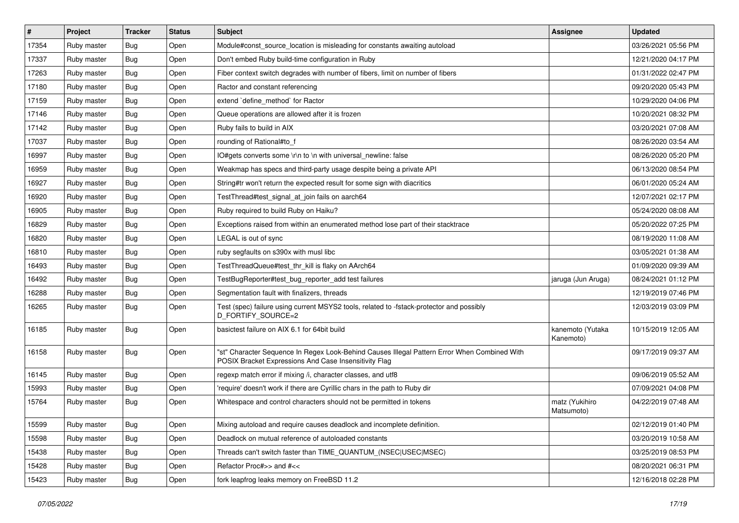| # | Project | Tracker | Status | Subject | Assignee | Updated |
|---|---|---|---|---|---|---|
| 17354 | Ruby master | Bug | Open | Module#const_source_location is misleading for constants awaiting autoload | | 03/26/2021 05:56 PM |
| 17337 | Ruby master | Bug | Open | Don't embed Ruby build-time configuration in Ruby | | 12/21/2020 04:17 PM |
| 17263 | Ruby master | Bug | Open | Fiber context switch degrades with number of fibers, limit on number of fibers | | 01/31/2022 02:47 PM |
| 17180 | Ruby master | Bug | Open | Ractor and constant referencing | | 09/20/2020 05:43 PM |
| 17159 | Ruby master | Bug | Open | extend `define_method` for Ractor | | 10/29/2020 04:06 PM |
| 17146 | Ruby master | Bug | Open | Queue operations are allowed after it is frozen | | 10/20/2021 08:32 PM |
| 17142 | Ruby master | Bug | Open | Ruby fails to build in AIX | | 03/20/2021 07:08 AM |
| 17037 | Ruby master | Bug | Open | rounding of Rational#to_f | | 08/26/2020 03:54 AM |
| 16997 | Ruby master | Bug | Open | IO#gets converts some \r\n to \n with universal_newline: false | | 08/26/2020 05:20 PM |
| 16959 | Ruby master | Bug | Open | Weakmap has specs and third-party usage despite being a private API | | 06/13/2020 08:54 PM |
| 16927 | Ruby master | Bug | Open | String#tr won't return the expected result for some sign with diacritics | | 06/01/2020 05:24 AM |
| 16920 | Ruby master | Bug | Open | TestThread#test_signal_at_join fails on aarch64 | | 12/07/2021 02:17 PM |
| 16905 | Ruby master | Bug | Open | Ruby required to build Ruby on Haiku? | | 05/24/2020 08:08 AM |
| 16829 | Ruby master | Bug | Open | Exceptions raised from within an enumerated method lose part of their stacktrace | | 05/20/2022 07:25 PM |
| 16820 | Ruby master | Bug | Open | LEGAL is out of sync | | 08/19/2020 11:08 AM |
| 16810 | Ruby master | Bug | Open | ruby segfaults on s390x with musl libc | | 03/05/2021 01:38 AM |
| 16493 | Ruby master | Bug | Open | TestThreadQueue#test_thr_kill is flaky on AArch64 | | 01/09/2020 09:39 AM |
| 16492 | Ruby master | Bug | Open | TestBugReporter#test_bug_reporter_add test failures | jaruga (Jun Aruga) | 08/24/2021 01:12 PM |
| 16288 | Ruby master | Bug | Open | Segmentation fault with finalizers, threads | | 12/19/2019 07:46 PM |
| 16265 | Ruby master | Bug | Open | Test (spec) failure using current MSYS2 tools, related to -fstack-protector and possibly D_FORTIFY_SOURCE=2 | | 12/03/2019 03:09 PM |
| 16185 | Ruby master | Bug | Open | basictest failure on AIX 6.1 for 64bit build | kanemoto (Yutaka Kanemoto) | 10/15/2019 12:05 AM |
| 16158 | Ruby master | Bug | Open | "st" Character Sequence In Regex Look-Behind Causes Illegal Pattern Error When Combined With POSIX Bracket Expressions And Case Insensitivity Flag | | 09/17/2019 09:37 AM |
| 16145 | Ruby master | Bug | Open | regexp match error if mixing /i, character classes, and utf8 | | 09/06/2019 05:52 AM |
| 15993 | Ruby master | Bug | Open | 'require' doesn't work if there are Cyrillic chars in the path to Ruby dir | | 07/09/2021 04:08 PM |
| 15764 | Ruby master | Bug | Open | Whitespace and control characters should not be permitted in tokens | matz (Yukihiro Matsumoto) | 04/22/2019 07:48 AM |
| 15599 | Ruby master | Bug | Open | Mixing autoload and require causes deadlock and incomplete definition. | | 02/12/2019 01:40 PM |
| 15598 | Ruby master | Bug | Open | Deadlock on mutual reference of autoloaded constants | | 03/20/2019 10:58 AM |
| 15438 | Ruby master | Bug | Open | Threads can't switch faster than TIME_QUANTUM_(NSEC\|USEC\|MSEC) | | 03/25/2019 08:53 PM |
| 15428 | Ruby master | Bug | Open | Refactor Proc#>> and #<< | | 08/20/2021 06:31 PM |
| 15423 | Ruby master | Bug | Open | fork leapfrog leaks memory on FreeBSD 11.2 | | 12/16/2018 02:28 PM |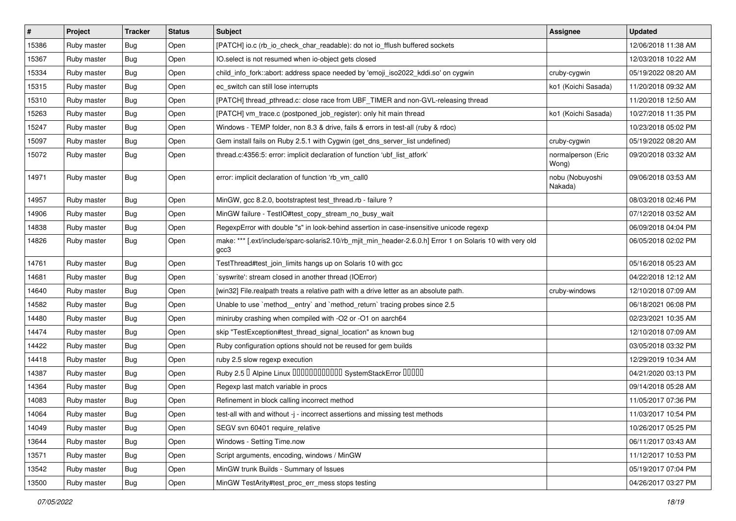| # | Project | Tracker | Status | Subject | Assignee | Updated |
|---|---|---|---|---|---|---|
| 15386 | Ruby master | Bug | Open | [PATCH] io.c (rb_io_check_char_readable): do not io_fflush buffered sockets | | 12/06/2018 11:38 AM |
| 15367 | Ruby master | Bug | Open | IO.select is not resumed when io-object gets closed | | 12/03/2018 10:22 AM |
| 15334 | Ruby master | Bug | Open | child_info_fork::abort: address space needed by 'emoji_iso2022_kddi.so' on cygwin | cruby-cygwin | 05/19/2022 08:20 AM |
| 15315 | Ruby master | Bug | Open | ec_switch can still lose interrupts | ko1 (Koichi Sasada) | 11/20/2018 09:32 AM |
| 15310 | Ruby master | Bug | Open | [PATCH] thread_pthread.c: close race from UBF_TIMER and non-GVL-releasing thread | | 11/20/2018 12:50 AM |
| 15263 | Ruby master | Bug | Open | [PATCH] vm_trace.c (postponed_job_register): only hit main thread | ko1 (Koichi Sasada) | 10/27/2018 11:35 PM |
| 15247 | Ruby master | Bug | Open | Windows - TEMP folder, non 8.3 & drive, fails & errors in test-all (ruby & rdoc) | | 10/23/2018 05:02 PM |
| 15097 | Ruby master | Bug | Open | Gem install fails on Ruby 2.5.1 with Cygwin (get_dns_server_list undefined) | cruby-cygwin | 05/19/2022 08:20 AM |
| 15072 | Ruby master | Bug | Open | thread.c:4356:5: error: implicit declaration of function 'ubf_list_atfork' | normalperson (Eric Wong) | 09/20/2018 03:32 AM |
| 14971 | Ruby master | Bug | Open | error: implicit declaration of function 'rb_vm_call0 | nobu (Nobuyoshi Nakada) | 09/06/2018 03:53 AM |
| 14957 | Ruby master | Bug | Open | MinGW, gcc 8.2.0, bootstraptest test_thread.rb - failure ? | | 08/03/2018 02:46 PM |
| 14906 | Ruby master | Bug | Open | MinGW failure - TestIO#test_copy_stream_no_busy_wait | | 07/12/2018 03:52 AM |
| 14838 | Ruby master | Bug | Open | RegexpError with double "s" in look-behind assertion in case-insensitive unicode regexp | | 06/09/2018 04:04 PM |
| 14826 | Ruby master | Bug | Open | make: *** [.ext/include/sparc-solaris2.10/rb_mjit_min_header-2.6.0.h] Error 1 on Solaris 10 with very old gcc3 | | 06/05/2018 02:02 PM |
| 14761 | Ruby master | Bug | Open | TestThread#test_join_limits hangs up on Solaris 10 with gcc | | 05/16/2018 05:23 AM |
| 14681 | Ruby master | Bug | Open | `syswrite': stream closed in another thread (IOError) | | 04/22/2018 12:12 AM |
| 14640 | Ruby master | Bug | Open | [win32] File.realpath treats a relative path with a drive letter as an absolute path. | cruby-windows | 12/10/2018 07:09 AM |
| 14582 | Ruby master | Bug | Open | Unable to use `method__entry` and `method_return` tracing probes since 2.5 | | 06/18/2021 06:08 PM |
| 14480 | Ruby master | Bug | Open | miniruby crashing when compiled with -O2 or -O1 on aarch64 | | 02/23/2021 10:35 AM |
| 14474 | Ruby master | Bug | Open | skip "TestException#test_thread_signal_location" as known bug | | 12/10/2018 07:09 AM |
| 14422 | Ruby master | Bug | Open | Ruby configuration options should not be reused for gem builds | | 03/05/2018 03:32 PM |
| 14418 | Ruby master | Bug | Open | ruby 2.5 slow regexp execution | | 12/29/2019 10:34 AM |
| 14387 | Ruby master | Bug | Open | Ruby 2.5 � Alpine Linux ������������ SystemStackError ����� | | 04/21/2020 03:13 PM |
| 14364 | Ruby master | Bug | Open | Regexp last match variable in procs | | 09/14/2018 05:28 AM |
| 14083 | Ruby master | Bug | Open | Refinement in block calling incorrect method | | 11/05/2017 07:36 PM |
| 14064 | Ruby master | Bug | Open | test-all with and without -j - incorrect assertions and missing test methods | | 11/03/2017 10:54 PM |
| 14049 | Ruby master | Bug | Open | SEGV svn 60401 require_relative | | 10/26/2017 05:25 PM |
| 13644 | Ruby master | Bug | Open | Windows - Setting Time.now | | 06/11/2017 03:43 AM |
| 13571 | Ruby master | Bug | Open | Script arguments, encoding, windows / MinGW | | 11/12/2017 10:53 PM |
| 13542 | Ruby master | Bug | Open | MinGW trunk Builds - Summary of Issues | | 05/19/2017 07:04 PM |
| 13500 | Ruby master | Bug | Open | MinGW TestArity#test_proc_err_mess stops testing | | 04/26/2017 03:27 PM |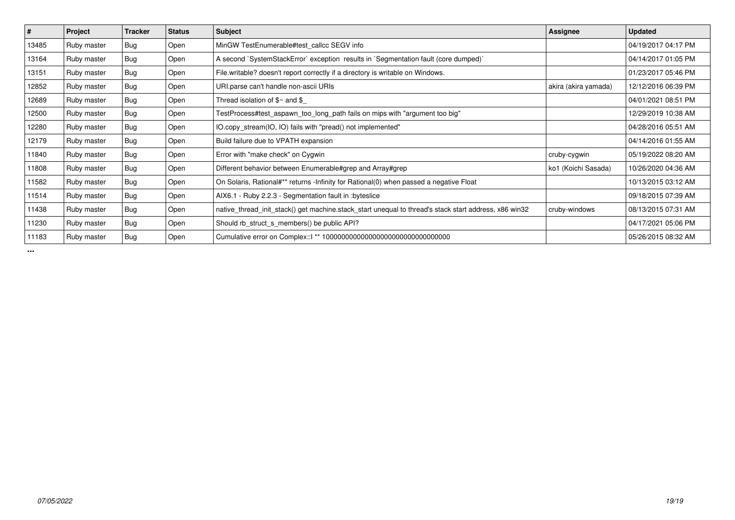| # | Project | Tracker | Status | Subject | Assignee | Updated |
|---|---|---|---|---|---|---|
| 13485 | Ruby master | Bug | Open | MinGW TestEnumerable#test_callcc SEGV info | | 04/19/2017 04:17 PM |
| 13164 | Ruby master | Bug | Open | A second `SystemStackError` exception  results in `Segmentation fault (core dumped)` | | 04/14/2017 01:05 PM |
| 13151 | Ruby master | Bug | Open | File.writable? doesn't report correctly if a directory is writable on Windows. | | 01/23/2017 05:46 PM |
| 12852 | Ruby master | Bug | Open | URI.parse can't handle non-ascii URIs | akira (akira yamada) | 12/12/2016 06:39 PM |
| 12689 | Ruby master | Bug | Open | Thread isolation of $~ and $_ | | 04/01/2021 08:51 PM |
| 12500 | Ruby master | Bug | Open | TestProcess#test_aspawn_too_long_path fails on mips with "argument too big" | | 12/29/2019 10:38 AM |
| 12280 | Ruby master | Bug | Open | IO.copy_stream(IO, IO) fails with "pread() not implemented" | | 04/28/2016 05:51 AM |
| 12179 | Ruby master | Bug | Open | Build failure due to VPATH expansion | | 04/14/2016 01:55 AM |
| 11840 | Ruby master | Bug | Open | Error with "make check" on Cygwin | cruby-cygwin | 05/19/2022 08:20 AM |
| 11808 | Ruby master | Bug | Open | Different behavior between Enumerable#grep and Array#grep | ko1 (Koichi Sasada) | 10/26/2020 04:36 AM |
| 11582 | Ruby master | Bug | Open | On Solaris, Rational#** returns -Infinity for Rational(0) when passed a negative Float | | 10/13/2015 03:12 AM |
| 11514 | Ruby master | Bug | Open | AIX6.1 - Ruby 2.2.3 - Segmentation fault in :byteslice | | 09/18/2015 07:39 AM |
| 11438 | Ruby master | Bug | Open | native_thread_init_stack() get machine.stack_start unequal to thread's stack start address, x86 win32 | cruby-windows | 08/13/2015 07:31 AM |
| 11230 | Ruby master | Bug | Open | Should rb_struct_s_members() be public API? | | 04/17/2021 05:06 PM |
| 11183 | Ruby master | Bug | Open | Cumulative error on Complex::I ** 100000000000000000000000000000000 | | 05/26/2015 08:32 AM |

...